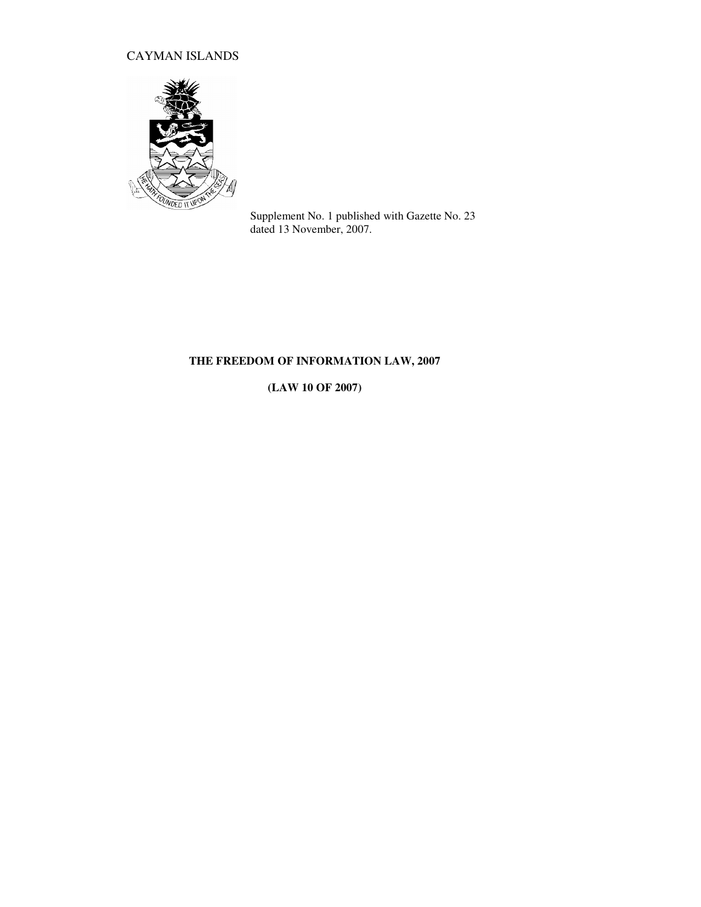CAYMAN ISLANDS

Supplement No. 1 published with Gazette No. 23 dated 13 November, 2007.

**THE FREEDOM OF INFORMATION LAW, 2007**

**(LAW 10 OF 2007)**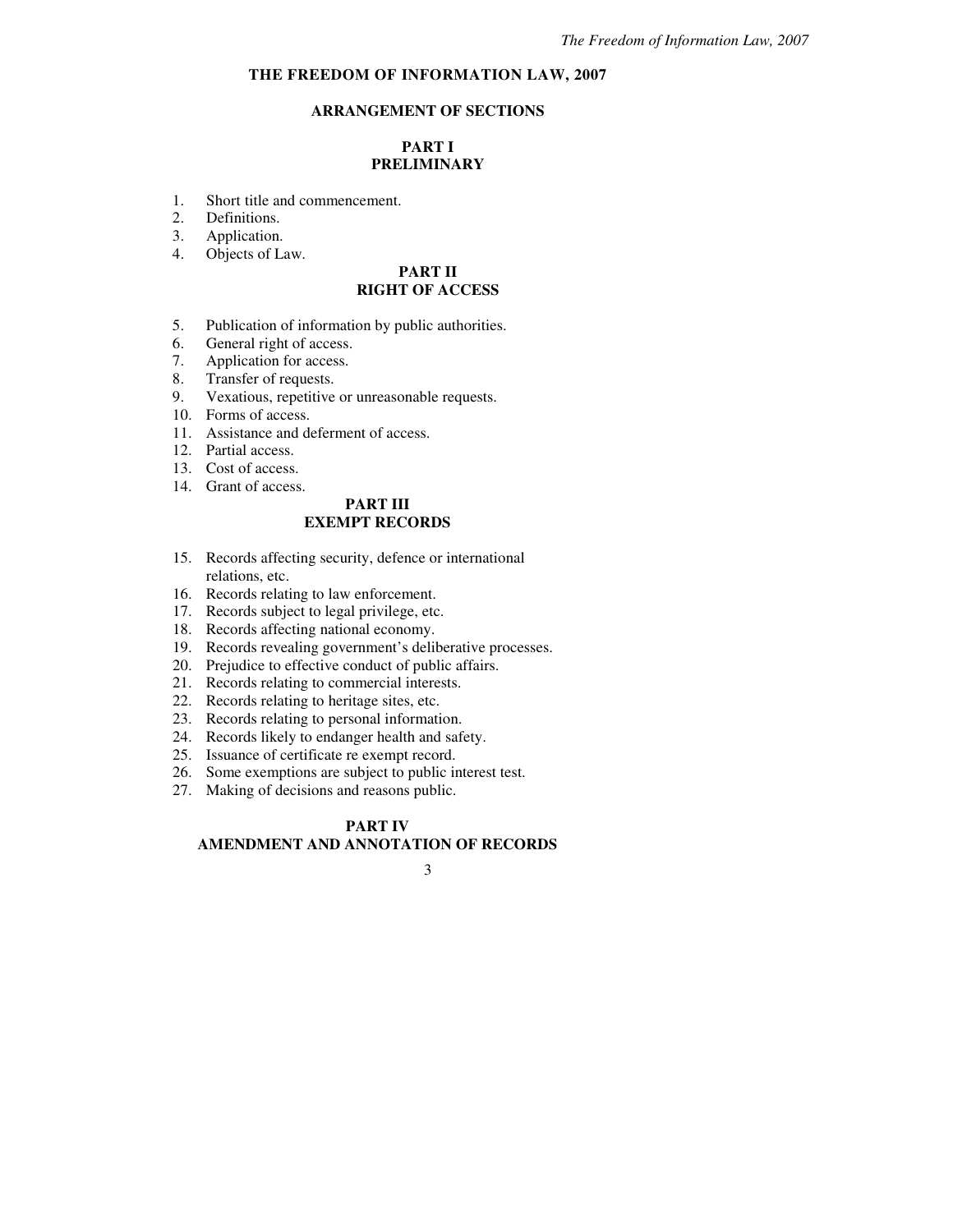# THE FREEDOM OF INFORMATION LAW, 2007

## ARRANGEMENT OF SECTIONS

### PART I
### PRELIMINARY

1. Short title and commencement.
2. Definitions.
3. Application.
4. Objects of Law.

### PART II
### RIGHT OF ACCESS

5. Publication of information by public authorities.
6. General right of access.
7. Application for access.
8. Transfer of requests.
9. Vexatious, repetitive or unreasonable requests.
10. Forms of access.
11. Assistance and deferment of access.
12. Partial access.
13. Cost of access.
14. Grant of access.

### PART III
### EXEMPT RECORDS

15. Records affecting security, defence or international relations, etc.
16. Records relating to law enforcement.
17. Records subject to legal privilege, etc.
18. Records affecting national economy.
19. Records revealing government's deliberative processes.
20. Prejudice to effective conduct of public affairs.
21. Records relating to commercial interests.
22. Records relating to heritage sites, etc.
23. Records relating to personal information.
24. Records likely to endanger health and safety.
25. Issuance of certificate re exempt record.
26. Some exemptions are subject to public interest test.
27. Making of decisions and reasons public.

### PART IV
### AMENDMENT AND ANNOTATION OF RECORDS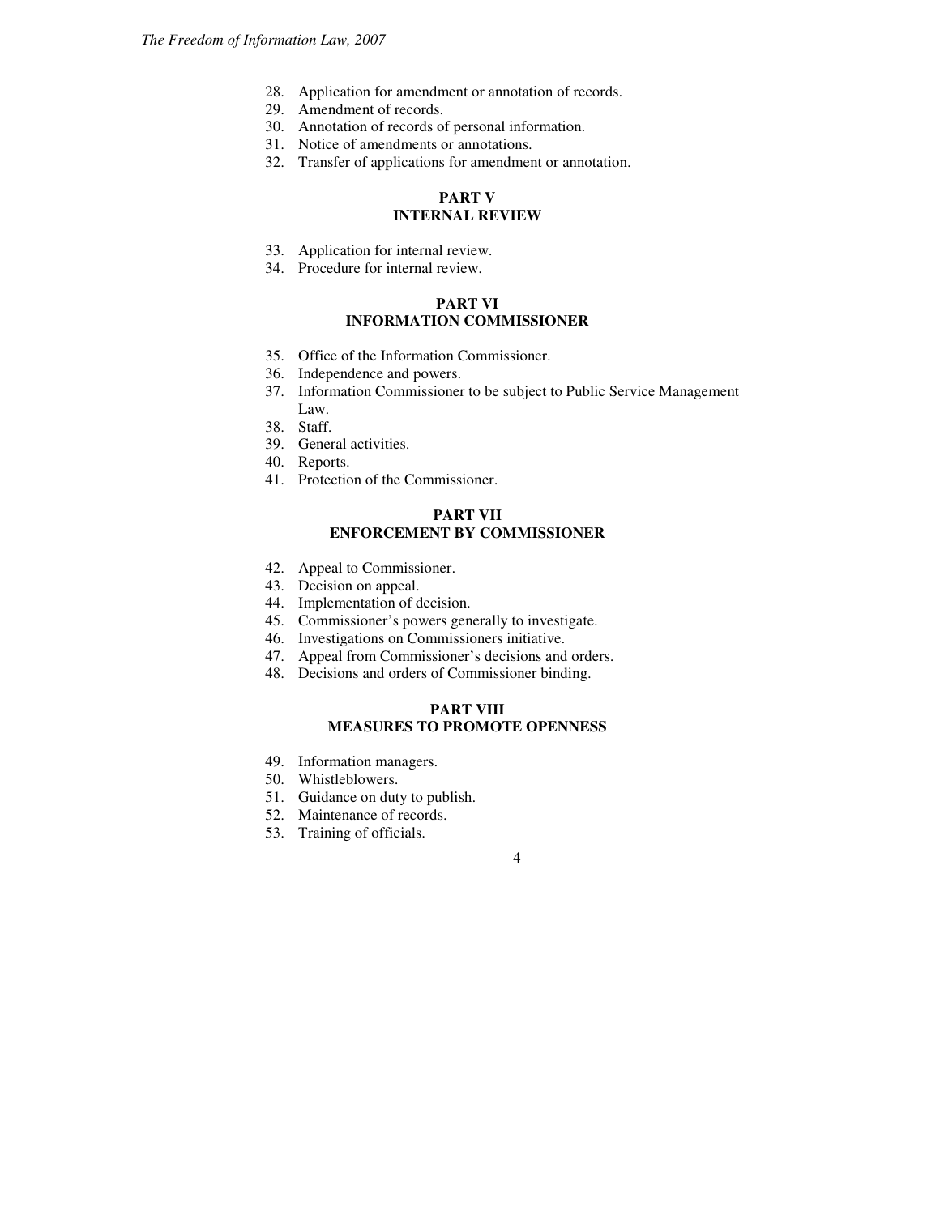28. Application for amendment or annotation of records.
29. Amendment of records.
30. Annotation of records of personal information.
31. Notice of amendments or annotations.
32. Transfer of applications for amendment or annotation.

**PART V**
**INTERNAL REVIEW**

33. Application for internal review.
34. Procedure for internal review.

**PART VI**
**INFORMATION COMMISSIONER**

35. Office of the Information Commissioner.
36. Independence and powers.
37. Information Commissioner to be subject to Public Service Management Law.
38. Staff.
39. General activities.
40. Reports.
41. Protection of the Commissioner.

**PART VII**
**ENFORCEMENT BY COMMISSIONER**

42. Appeal to Commissioner.
43. Decision on appeal.
44. Implementation of decision.
45. Commissioner's powers generally to investigate.
46. Investigations on Commissioners initiative.
47. Appeal from Commissioner's decisions and orders.
48. Decisions and orders of Commissioner binding.

**PART VIII**
**MEASURES TO PROMOTE OPENNESS**

49. Information managers.
50. Whistleblowers.
51. Guidance on duty to publish.
52. Maintenance of records.
53. Training of officials.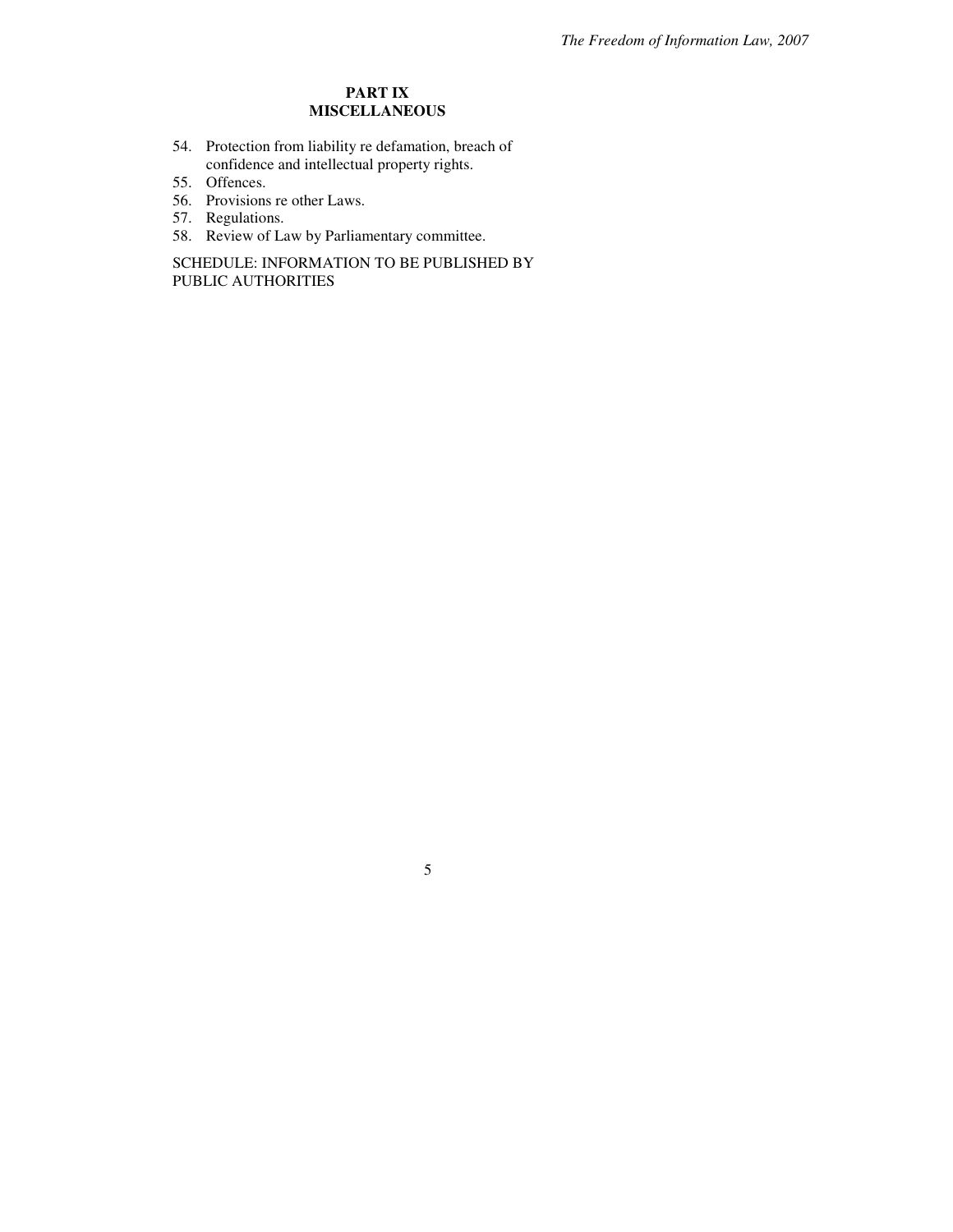## PART IX
## MISCELLANEOUS

54. Protection from liability re defamation, breach of confidence and intellectual property rights.
55. Offences.
56. Provisions re other Laws.
57. Regulations.
58. Review of Law by Parliamentary committee.

SCHEDULE: INFORMATION TO BE PUBLISHED BY PUBLIC AUTHORITIES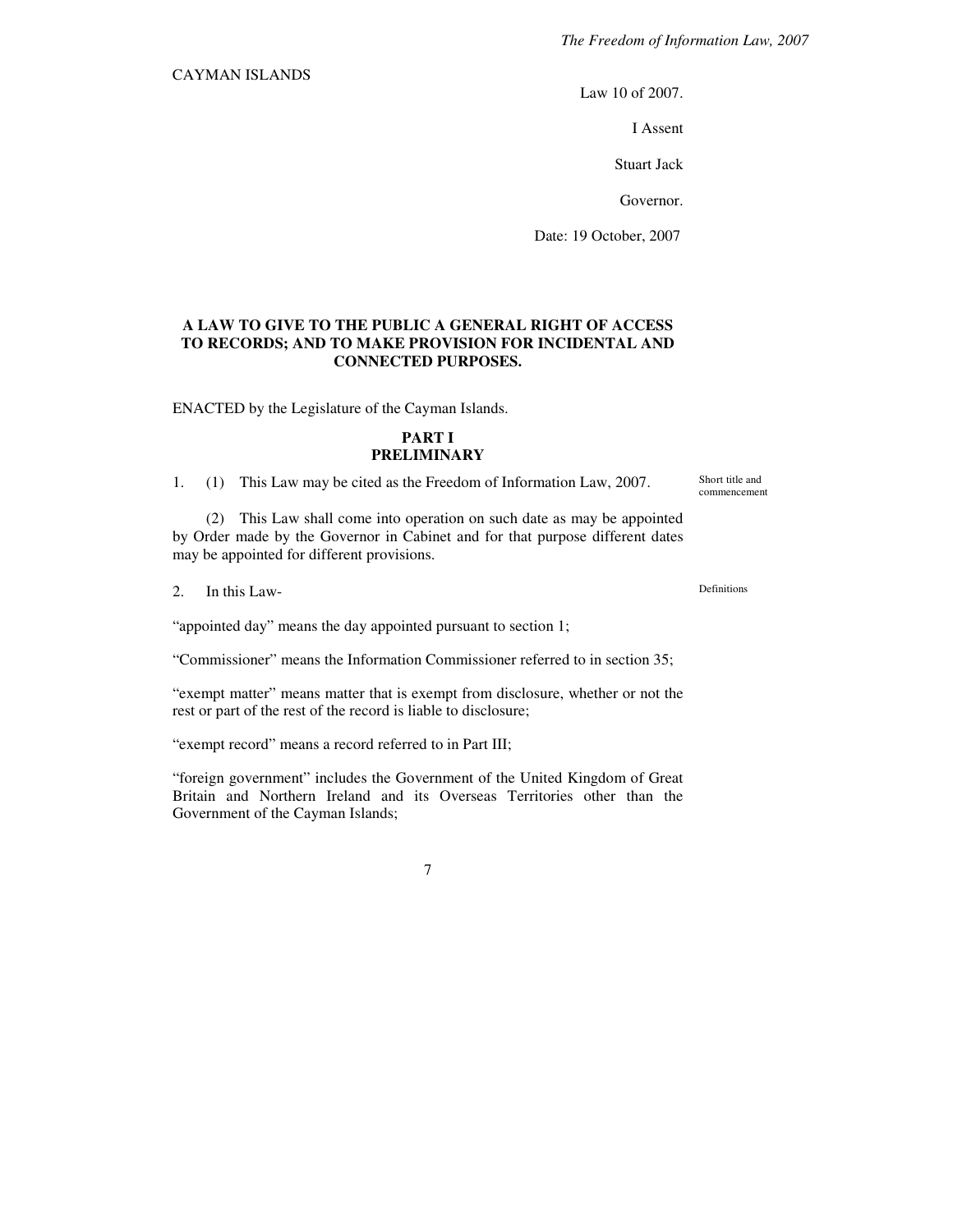CAYMAN ISLANDS

Law 10 of 2007.

I Assent

Stuart Jack

Governor.

Date: 19 October, 2007

**A LAW TO GIVE TO THE PUBLIC A GENERAL RIGHT OF ACCESS TO RECORDS; AND TO MAKE PROVISION FOR INCIDENTAL AND CONNECTED PURPOSES.**

ENACTED by the Legislature of the Cayman Islands.

## PART I
## PRELIMINARY

*Short title and commencement*

1. (1) This Law may be cited as the Freedom of Information Law, 2007.

(2) This Law shall come into operation on such date as may be appointed by Order made by the Governor in Cabinet and for that purpose different dates may be appointed for different provisions.

*Definitions*

2. In this Law-

"appointed day" means the day appointed pursuant to section 1;

"Commissioner" means the Information Commissioner referred to in section 35;

"exempt matter" means matter that is exempt from disclosure, whether or not the rest or part of the rest of the record is liable to disclosure;

"exempt record" means a record referred to in Part III;

"foreign government" includes the Government of the United Kingdom of Great Britain and Northern Ireland and its Overseas Territories other than the Government of the Cayman Islands;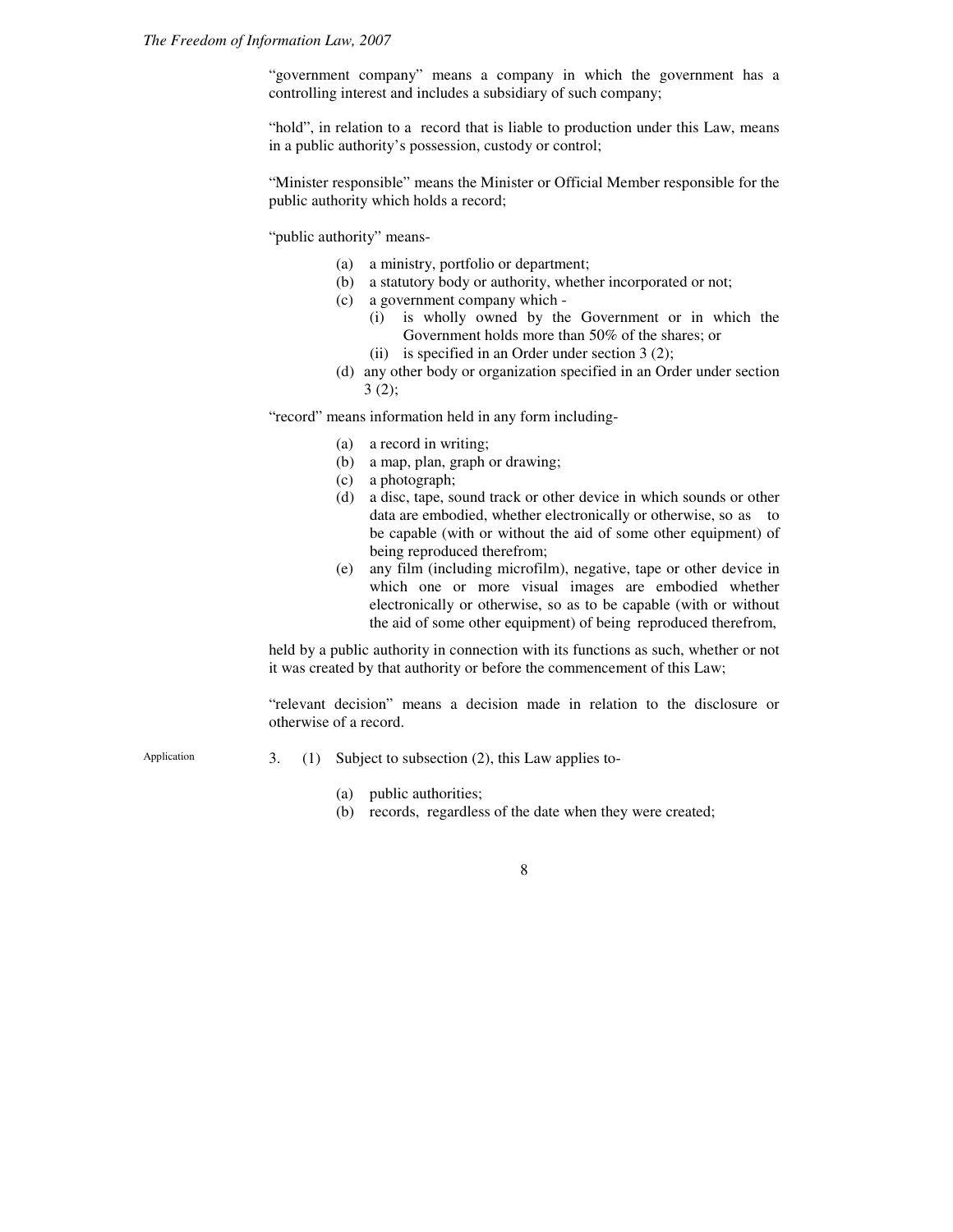"government company" means a company in which the government has a controlling interest and includes a subsidiary of such company;

"hold", in relation to a record that is liable to production under this Law, means in a public authority's possession, custody or control;

"Minister responsible" means the Minister or Official Member responsible for the public authority which holds a record;

"public authority" means-

(a) a ministry, portfolio or department;
(b) a statutory body or authority, whether incorporated or not;
(c) a government company which -
   (i) is wholly owned by the Government or in which the Government holds more than 50% of the shares; or
   (ii) is specified in an Order under section 3 (2);
(d) any other body or organization specified in an Order under section 3 (2);

"record" means information held in any form including-

(a) a record in writing;
(b) a map, plan, graph or drawing;
(c) a photograph;
(d) a disc, tape, sound track or other device in which sounds or other data are embodied, whether electronically or otherwise, so as to be capable (with or without the aid of some other equipment) of being reproduced therefrom;
(e) any film (including microfilm), negative, tape or other device in which one or more visual images are embodied whether electronically or otherwise, so as to be capable (with or without the aid of some other equipment) of being reproduced therefrom,

held by a public authority in connection with its functions as such, whether or not it was created by that authority or before the commencement of this Law;

"relevant decision" means a decision made in relation to the disclosure or otherwise of a record.

Application

3. (1) Subject to subsection (2), this Law applies to-

(a) public authorities;
(b) records, regardless of the date when they were created;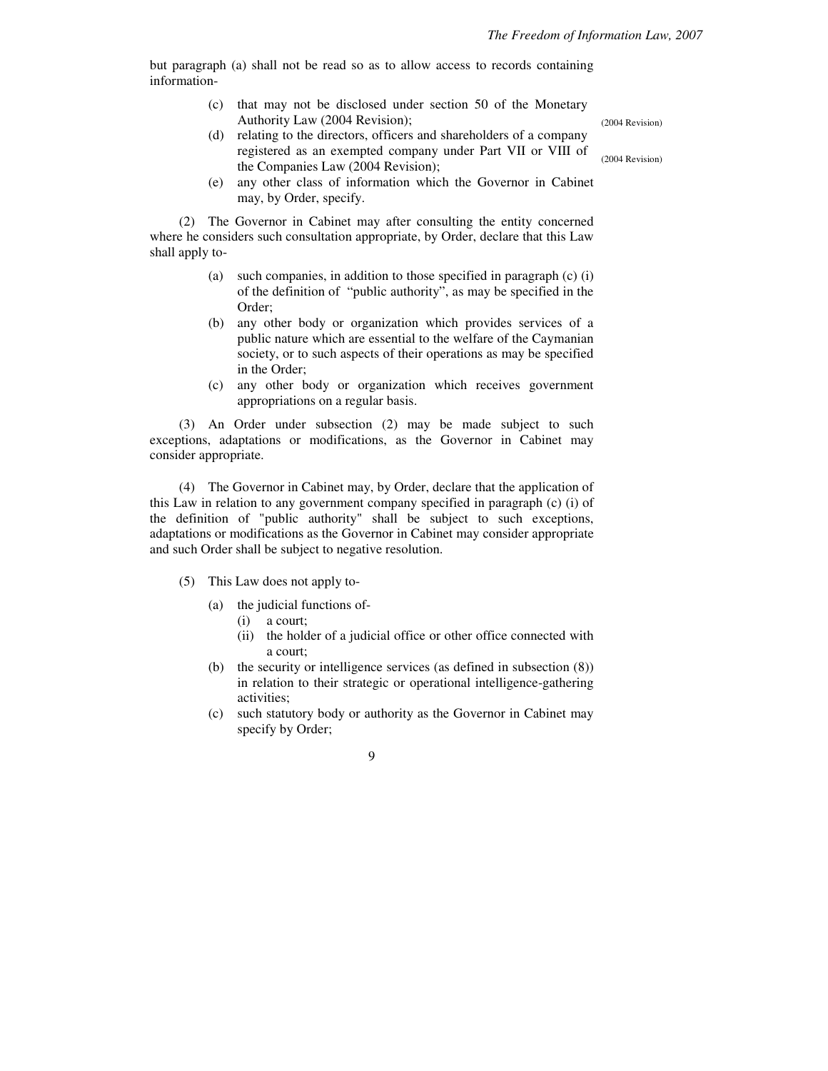but paragraph (a) shall not be read so as to allow access to records containing information-

- (c) that may not be disclosed under section 50 of the Monetary Authority Law (2004 Revision); (2004 Revision)
- (d) relating to the directors, officers and shareholders of a company registered as an exempted company under Part VII or VIII of the Companies Law (2004 Revision); (2004 Revision)
- (e) any other class of information which the Governor in Cabinet may, by Order, specify.

(2) The Governor in Cabinet may after consulting the entity concerned where he considers such consultation appropriate, by Order, declare that this Law shall apply to-

- (a) such companies, in addition to those specified in paragraph (c) (i) of the definition of "public authority", as may be specified in the Order;
- (b) any other body or organization which provides services of a public nature which are essential to the welfare of the Caymanian society, or to such aspects of their operations as may be specified in the Order;
- (c) any other body or organization which receives government appropriations on a regular basis.

(3) An Order under subsection (2) may be made subject to such exceptions, adaptations or modifications, as the Governor in Cabinet may consider appropriate.

(4) The Governor in Cabinet may, by Order, declare that the application of this Law in relation to any government company specified in paragraph (c) (i) of the definition of "public authority" shall be subject to such exceptions, adaptations or modifications as the Governor in Cabinet may consider appropriate and such Order shall be subject to negative resolution.

(5) This Law does not apply to-

- (a) the judicial functions of-
  - (i) a court;
  - (ii) the holder of a judicial office or other office connected with a court;
- (b) the security or intelligence services (as defined in subsection (8)) in relation to their strategic or operational intelligence-gathering activities;
- (c) such statutory body or authority as the Governor in Cabinet may specify by Order;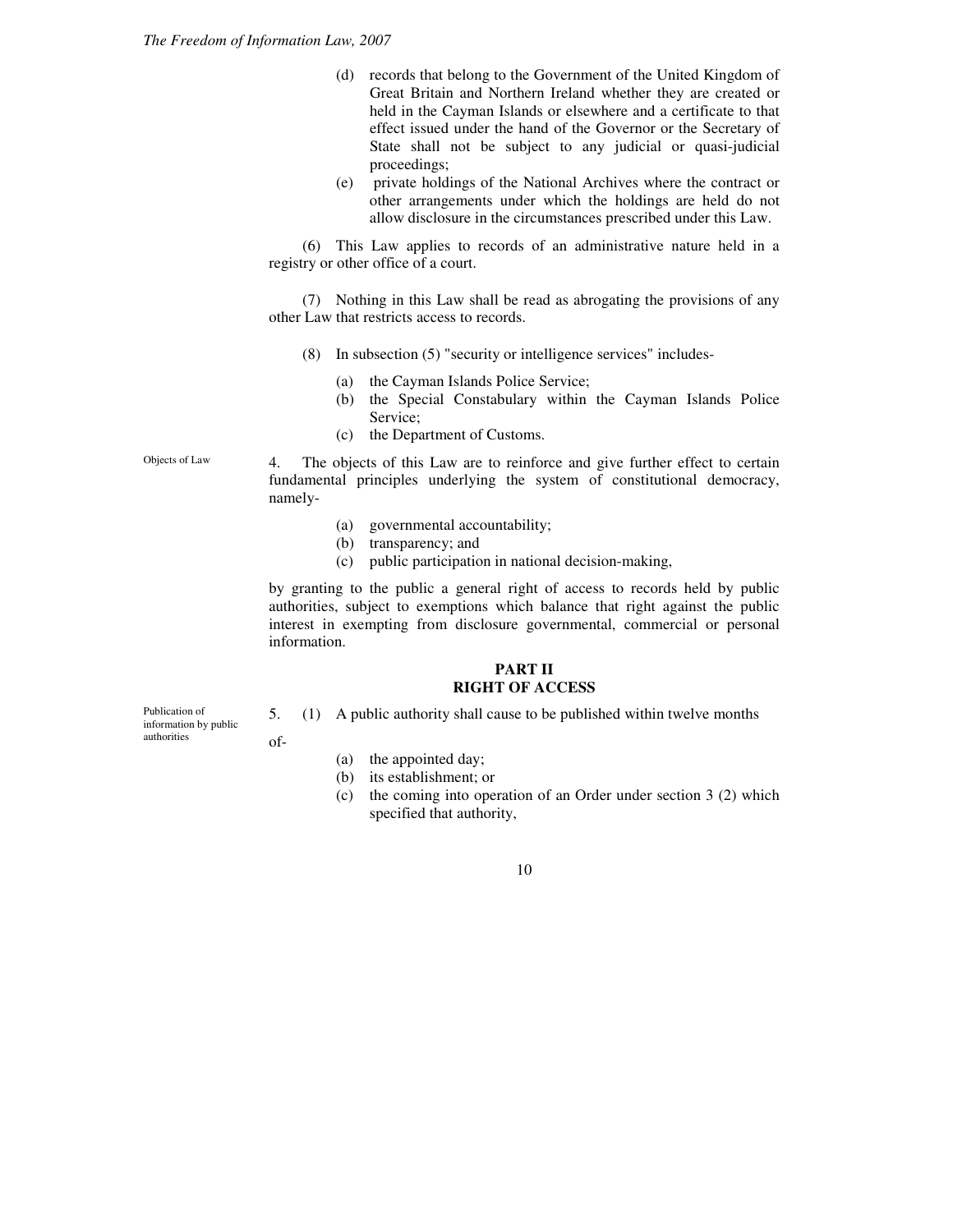(d) records that belong to the Government of the United Kingdom of Great Britain and Northern Ireland whether they are created or held in the Cayman Islands or elsewhere and a certificate to that effect issued under the hand of the Governor or the Secretary of State shall not be subject to any judicial or quasi-judicial proceedings;

(e) private holdings of the National Archives where the contract or other arrangements under which the holdings are held do not allow disclosure in the circumstances prescribed under this Law.

(6) This Law applies to records of an administrative nature held in a registry or other office of a court.

(7) Nothing in this Law shall be read as abrogating the provisions of any other Law that restricts access to records.

(8) In subsection (5) "security or intelligence services" includes-

(a) the Cayman Islands Police Service;
(b) the Special Constabulary within the Cayman Islands Police Service;
(c) the Department of Customs.

Objects of Law

4. The objects of this Law are to reinforce and give further effect to certain fundamental principles underlying the system of constitutional democracy, namely-

(a) governmental accountability;
(b) transparency; and
(c) public participation in national decision-making,

by granting to the public a general right of access to records held by public authorities, subject to exemptions which balance that right against the public interest in exempting from disclosure governmental, commercial or personal information.

## PART II
## RIGHT OF ACCESS

Publication of information by public authorities

5. (1) A public authority shall cause to be published within twelve months of-

(a) the appointed day;
(b) its establishment; or
(c) the coming into operation of an Order under section 3 (2) which specified that authority,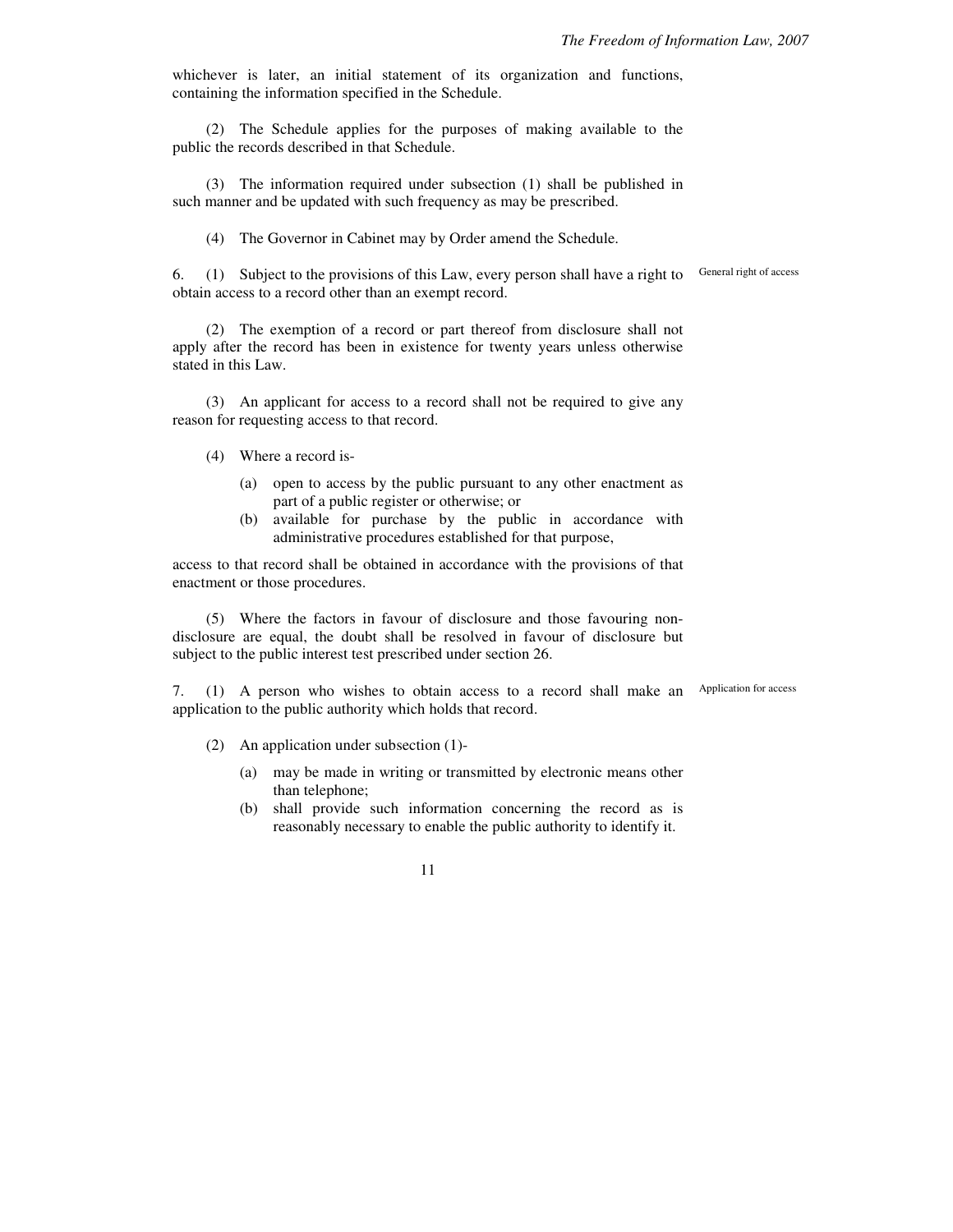whichever is later, an initial statement of its organization and functions, containing the information specified in the Schedule.

(2) The Schedule applies for the purposes of making available to the public the records described in that Schedule.

(3) The information required under subsection (1) shall be published in such manner and be updated with such frequency as may be prescribed.

(4) The Governor in Cabinet may by Order amend the Schedule.

General right of access

6. (1) Subject to the provisions of this Law, every person shall have a right to obtain access to a record other than an exempt record.

(2) The exemption of a record or part thereof from disclosure shall not apply after the record has been in existence for twenty years unless otherwise stated in this Law.

(3) An applicant for access to a record shall not be required to give any reason for requesting access to that record.

(4) Where a record is-

- (a) open to access by the public pursuant to any other enactment as part of a public register or otherwise; or
- (b) available for purchase by the public in accordance with administrative procedures established for that purpose,

access to that record shall be obtained in accordance with the provisions of that enactment or those procedures.

(5) Where the factors in favour of disclosure and those favouring non-disclosure are equal, the doubt shall be resolved in favour of disclosure but subject to the public interest test prescribed under section 26.

Application for access

7. (1) A person who wishes to obtain access to a record shall make an application to the public authority which holds that record.

(2) An application under subsection (1)-

- (a) may be made in writing or transmitted by electronic means other than telephone;
- (b) shall provide such information concerning the record as is reasonably necessary to enable the public authority to identify it.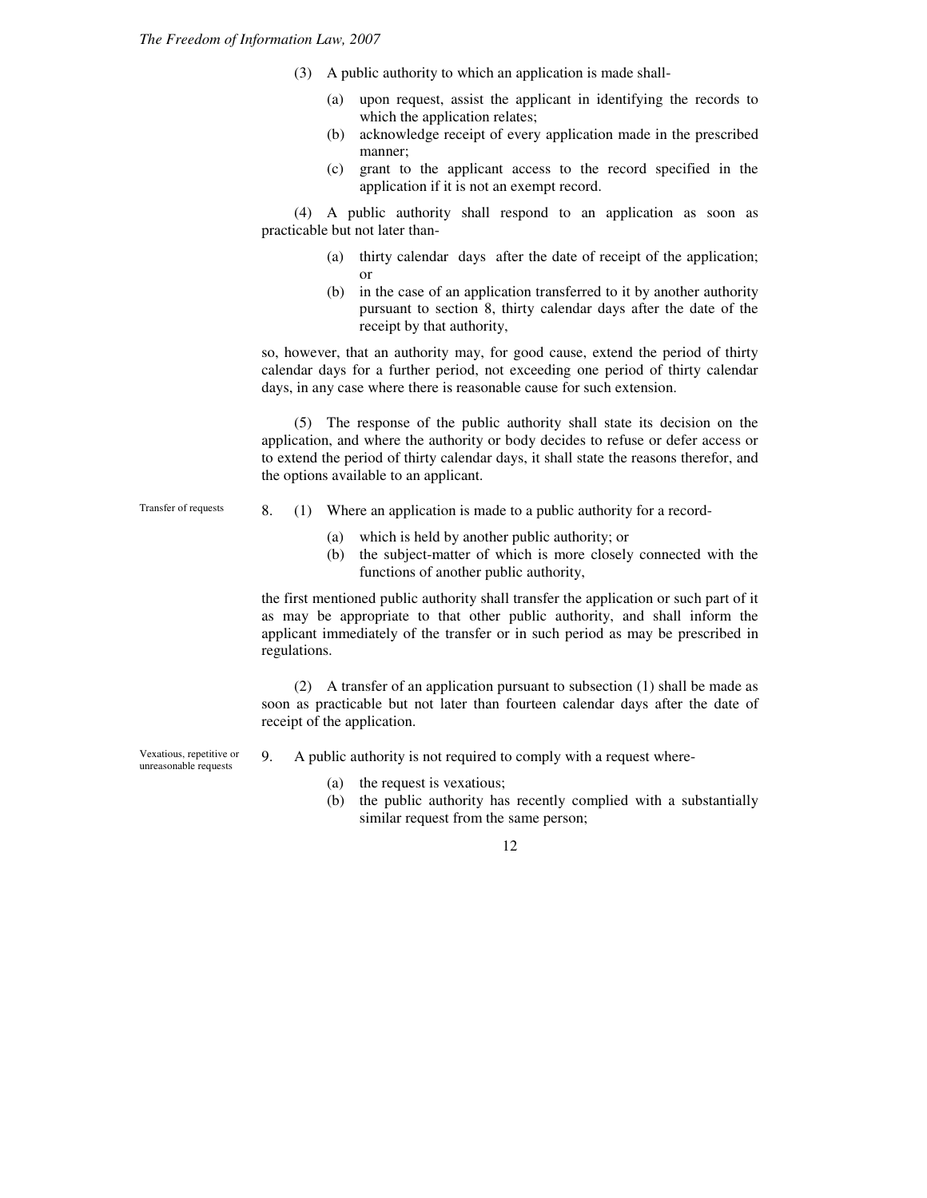(3) A public authority to which an application is made shall-

(a) upon request, assist the applicant in identifying the records to which the application relates;

(b) acknowledge receipt of every application made in the prescribed manner;

(c) grant to the applicant access to the record specified in the application if it is not an exempt record.

(4) A public authority shall respond to an application as soon as practicable but not later than-

(a) thirty calendar days after the date of receipt of the application; or

(b) in the case of an application transferred to it by another authority pursuant to section 8, thirty calendar days after the date of the receipt by that authority,

so, however, that an authority may, for good cause, extend the period of thirty calendar days for a further period, not exceeding one period of thirty calendar days, in any case where there is reasonable cause for such extension.

(5) The response of the public authority shall state its decision on the application, and where the authority or body decides to refuse or defer access or to extend the period of thirty calendar days, it shall state the reasons therefor, and the options available to an applicant.

Transfer of requests

8. (1) Where an application is made to a public authority for a record-

(a) which is held by another public authority; or

(b) the subject-matter of which is more closely connected with the functions of another public authority,

the first mentioned public authority shall transfer the application or such part of it as may be appropriate to that other public authority, and shall inform the applicant immediately of the transfer or in such period as may be prescribed in regulations.

(2) A transfer of an application pursuant to subsection (1) shall be made as soon as practicable but not later than fourteen calendar days after the date of receipt of the application.

Vexatious, repetitive or unreasonable requests

9. A public authority is not required to comply with a request where-

(a) the request is vexatious;

(b) the public authority has recently complied with a substantially similar request from the same person;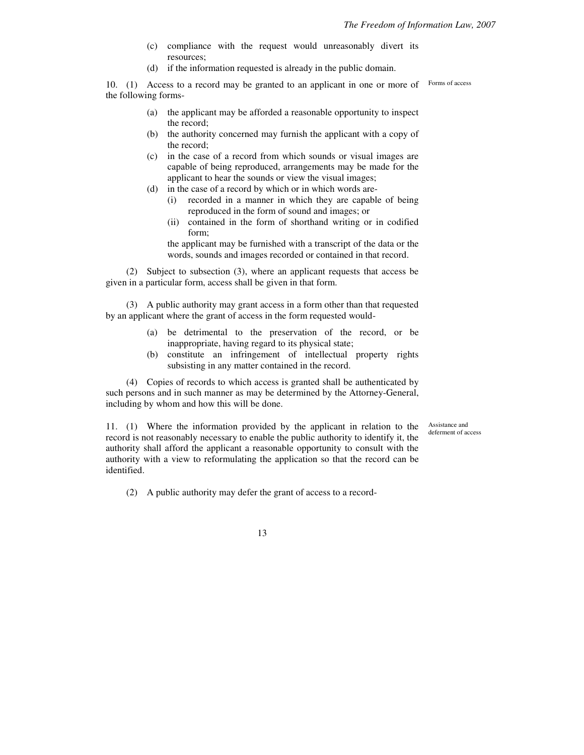(c) compliance with the request would unreasonably divert its resources;

(d) if the information requested is already in the public domain.

Forms of access

10. (1) Access to a record may be granted to an applicant in one or more of the following forms-

(a) the applicant may be afforded a reasonable opportunity to inspect the record;

(b) the authority concerned may furnish the applicant with a copy of the record;

(c) in the case of a record from which sounds or visual images are capable of being reproduced, arrangements may be made for the applicant to hear the sounds or view the visual images;

(d) in the case of a record by which or in which words are-

(i) recorded in a manner in which they are capable of being reproduced in the form of sound and images; or

(ii) contained in the form of shorthand writing or in codified form;

the applicant may be furnished with a transcript of the data or the words, sounds and images recorded or contained in that record.

(2) Subject to subsection (3), where an applicant requests that access be given in a particular form, access shall be given in that form.

(3) A public authority may grant access in a form other than that requested by an applicant where the grant of access in the form requested would-

(a) be detrimental to the preservation of the record, or be inappropriate, having regard to its physical state;

(b) constitute an infringement of intellectual property rights subsisting in any matter contained in the record.

(4) Copies of records to which access is granted shall be authenticated by such persons and in such manner as may be determined by the Attorney-General, including by whom and how this will be done.

Assistance and deferment of access

11. (1) Where the information provided by the applicant in relation to the record is not reasonably necessary to enable the public authority to identify it, the authority shall afford the applicant a reasonable opportunity to consult with the authority with a view to reformulating the application so that the record can be identified.

(2) A public authority may defer the grant of access to a record-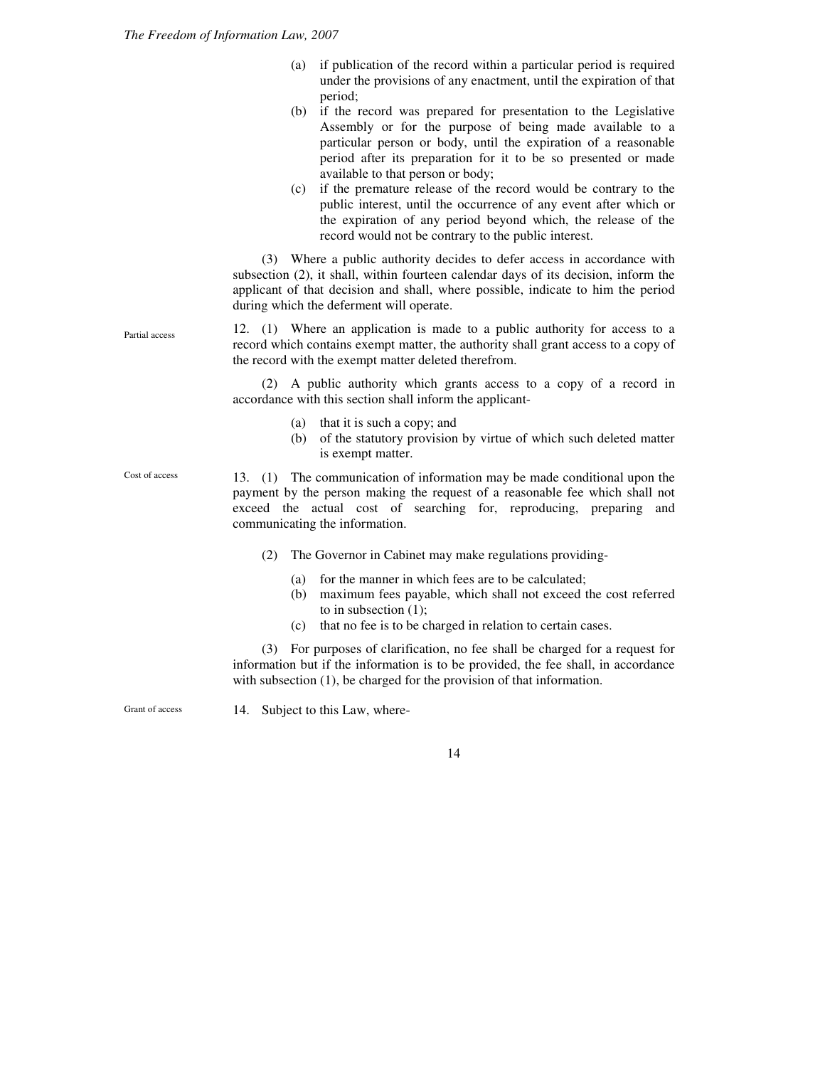(a) if publication of the record within a particular period is required under the provisions of any enactment, until the expiration of that period;

(b) if the record was prepared for presentation to the Legislative Assembly or for the purpose of being made available to a particular person or body, until the expiration of a reasonable period after its preparation for it to be so presented or made available to that person or body;

(c) if the premature release of the record would be contrary to the public interest, until the occurrence of any event after which or the expiration of any period beyond which, the release of the record would not be contrary to the public interest.

(3) Where a public authority decides to defer access in accordance with subsection (2), it shall, within fourteen calendar days of its decision, inform the applicant of that decision and shall, where possible, indicate to him the period during which the deferment will operate.

*Partial access*

12. (1) Where an application is made to a public authority for access to a record which contains exempt matter, the authority shall grant access to a copy of the record with the exempt matter deleted therefrom.

(2) A public authority which grants access to a copy of a record in accordance with this section shall inform the applicant-

(a) that it is such a copy; and

(b) of the statutory provision by virtue of which such deleted matter is exempt matter.

*Cost of access*

13. (1) The communication of information may be made conditional upon the payment by the person making the request of a reasonable fee which shall not exceed the actual cost of searching for, reproducing, preparing and communicating the information.

(2) The Governor in Cabinet may make regulations providing-

(a) for the manner in which fees are to be calculated;

(b) maximum fees payable, which shall not exceed the cost referred to in subsection (1);

(c) that no fee is to be charged in relation to certain cases.

(3) For purposes of clarification, no fee shall be charged for a request for information but if the information is to be provided, the fee shall, in accordance with subsection (1), be charged for the provision of that information.

*Grant of access*

14. Subject to this Law, where-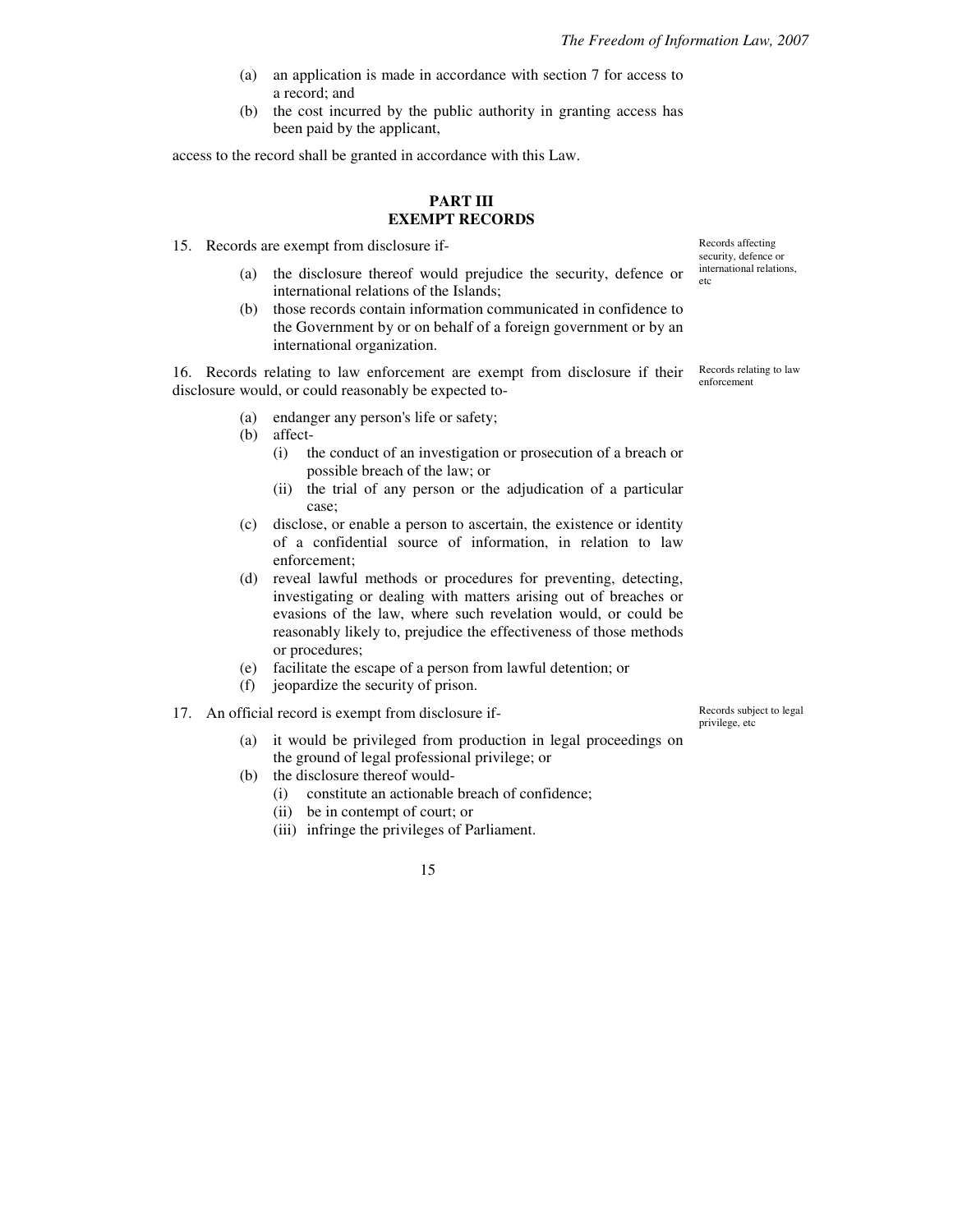(a) an application is made in accordance with section 7 for access to a record; and

(b) the cost incurred by the public authority in granting access has been paid by the applicant,

access to the record shall be granted in accordance with this Law.

## PART III
## EXEMPT RECORDS

*Records affecting security, defence or international relations, etc*

15. Records are exempt from disclosure if-

(a) the disclosure thereof would prejudice the security, defence or international relations of the Islands;

(b) those records contain information communicated in confidence to the Government by or on behalf of a foreign government or by an international organization.

*Records relating to law enforcement*

16. Records relating to law enforcement are exempt from disclosure if their disclosure would, or could reasonably be expected to-

(a) endanger any person's life or safety;

(b) affect-

(i) the conduct of an investigation or prosecution of a breach or possible breach of the law; or

(ii) the trial of any person or the adjudication of a particular case;

(c) disclose, or enable a person to ascertain, the existence or identity of a confidential source of information, in relation to law enforcement;

(d) reveal lawful methods or procedures for preventing, detecting, investigating or dealing with matters arising out of breaches or evasions of the law, where such revelation would, or could be reasonably likely to, prejudice the effectiveness of those methods or procedures;

(e) facilitate the escape of a person from lawful detention; or

(f) jeopardize the security of prison.

*Records subject to legal privilege, etc*

17. An official record is exempt from disclosure if-

(a) it would be privileged from production in legal proceedings on the ground of legal professional privilege; or

(b) the disclosure thereof would-

(i) constitute an actionable breach of confidence;

(ii) be in contempt of court; or

(iii) infringe the privileges of Parliament.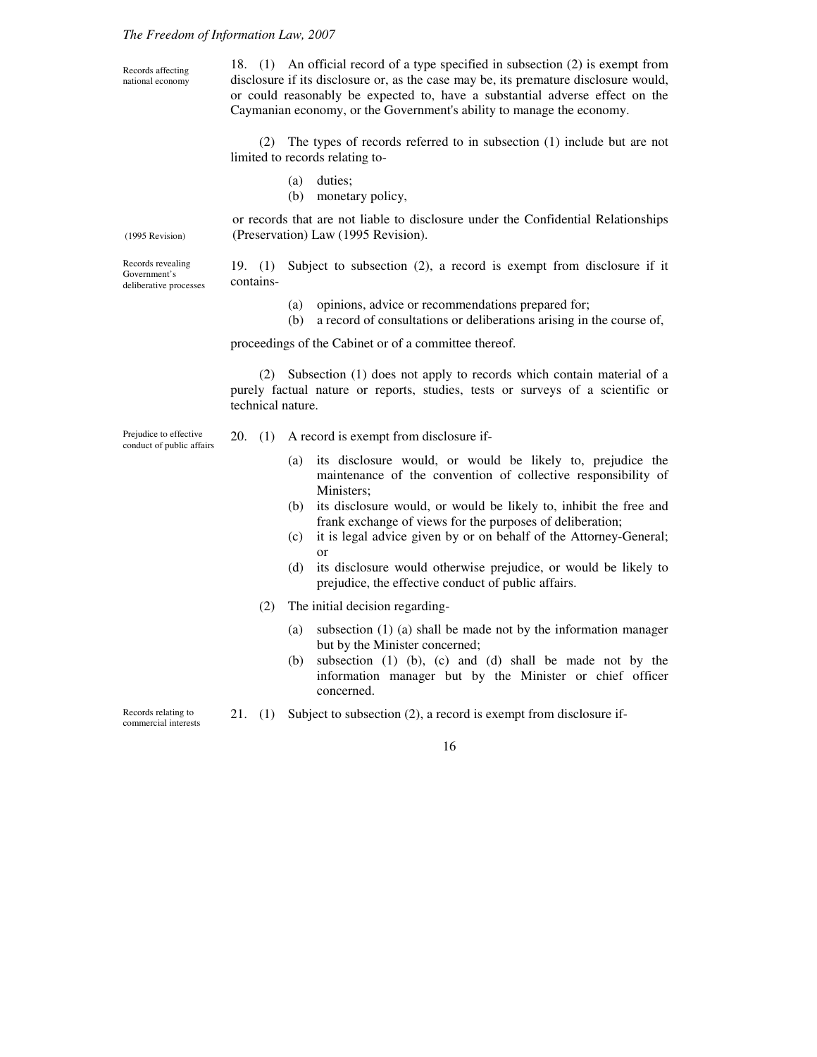Records affecting national economy

18. (1) An official record of a type specified in subsection (2) is exempt from disclosure if its disclosure or, as the case may be, its premature disclosure would, or could reasonably be expected to, have a substantial adverse effect on the Caymanian economy, or the Government's ability to manage the economy.

(2) The types of records referred to in subsection (1) include but are not limited to records relating to-

(a) duties;
(b) monetary policy,

or records that are not liable to disclosure under the Confidential Relationships (Preservation) Law (1995 Revision).

(1995 Revision)

Records revealing Government's deliberative processes

19. (1) Subject to subsection (2), a record is exempt from disclosure if it contains-

(a) opinions, advice or recommendations prepared for;
(b) a record of consultations or deliberations arising in the course of,

proceedings of the Cabinet or of a committee thereof.

(2) Subsection (1) does not apply to records which contain material of a purely factual nature or reports, studies, tests or surveys of a scientific or technical nature.

Prejudice to effective conduct of public affairs

20. (1) A record is exempt from disclosure if-

(a) its disclosure would, or would be likely to, prejudice the maintenance of the convention of collective responsibility of Ministers;
(b) its disclosure would, or would be likely to, inhibit the free and frank exchange of views for the purposes of deliberation;
(c) it is legal advice given by or on behalf of the Attorney-General; or
(d) its disclosure would otherwise prejudice, or would be likely to prejudice, the effective conduct of public affairs.

(2) The initial decision regarding-

(a) subsection (1) (a) shall be made not by the information manager but by the Minister concerned;
(b) subsection (1) (b), (c) and (d) shall be made not by the information manager but by the Minister or chief officer concerned.

Records relating to commercial interests

21. (1) Subject to subsection (2), a record is exempt from disclosure if-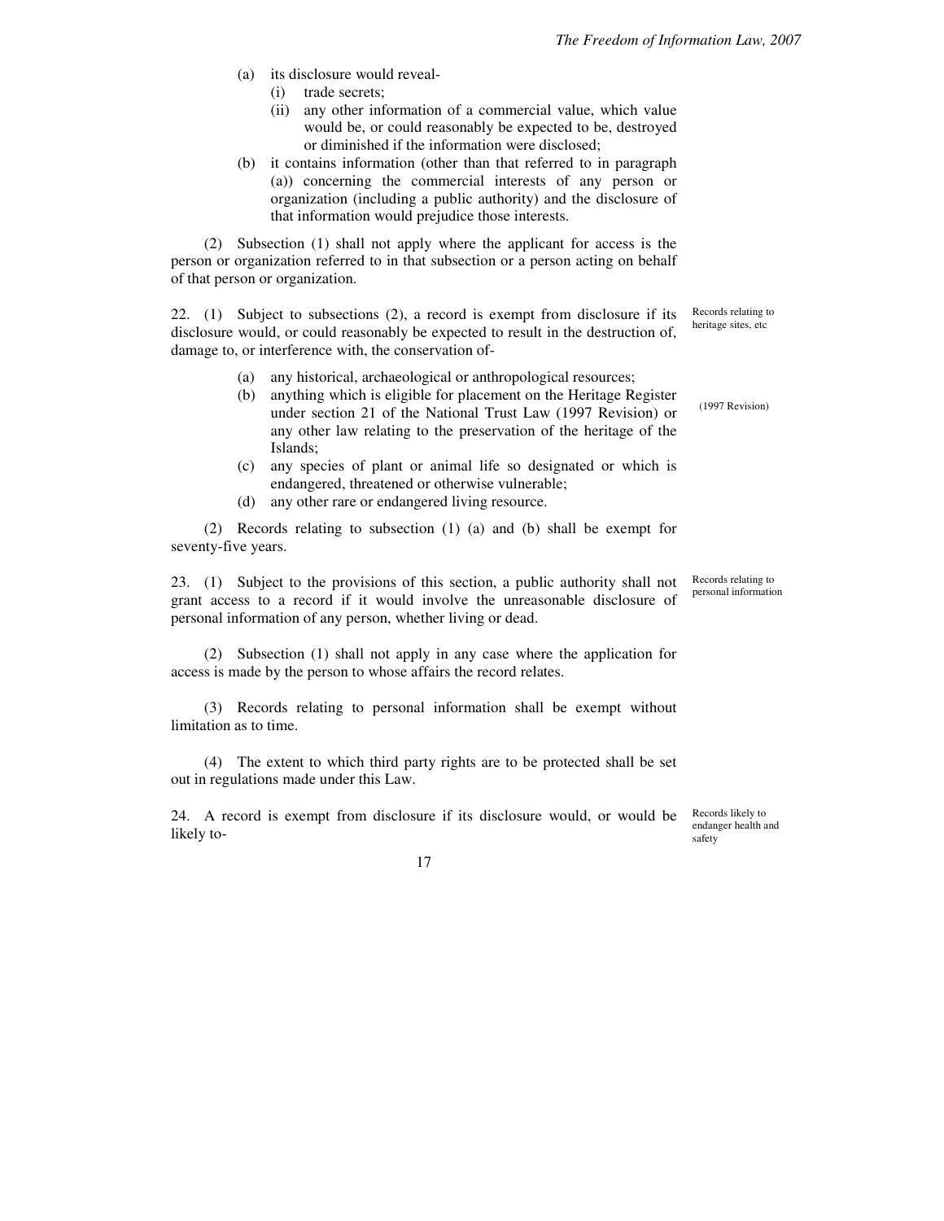(a) its disclosure would reveal-
   - (i) trade secrets;
   - (ii) any other information of a commercial value, which value would be, or could reasonably be expected to be, destroyed or diminished if the information were disclosed;

(b) it contains information (other than that referred to in paragraph (a)) concerning the commercial interests of any person or organization (including a public authority) and the disclosure of that information would prejudice those interests.

(2) Subsection (1) shall not apply where the applicant for access is the person or organization referred to in that subsection or a person acting on behalf of that person or organization.

Records relating to heritage sites, etc

22. (1) Subject to subsections (2), a record is exempt from disclosure if its disclosure would, or could reasonably be expected to result in the destruction of, damage to, or interference with, the conservation of-

(a) any historical, archaeological or anthropological resources;

(b) anything which is eligible for placement on the Heritage Register under section 21 of the National Trust Law (1997 Revision) or any other law relating to the preservation of the heritage of the Islands;

(1997 Revision)

(c) any species of plant or animal life so designated or which is endangered, threatened or otherwise vulnerable;

(d) any other rare or endangered living resource.

(2) Records relating to subsection (1) (a) and (b) shall be exempt for seventy-five years.

Records relating to personal information

23. (1) Subject to the provisions of this section, a public authority shall not grant access to a record if it would involve the unreasonable disclosure of personal information of any person, whether living or dead.

(2) Subsection (1) shall not apply in any case where the application for access is made by the person to whose affairs the record relates.

(3) Records relating to personal information shall be exempt without limitation as to time.

(4) The extent to which third party rights are to be protected shall be set out in regulations made under this Law.

Records likely to endanger health and safety

24. A record is exempt from disclosure if its disclosure would, or would be likely to-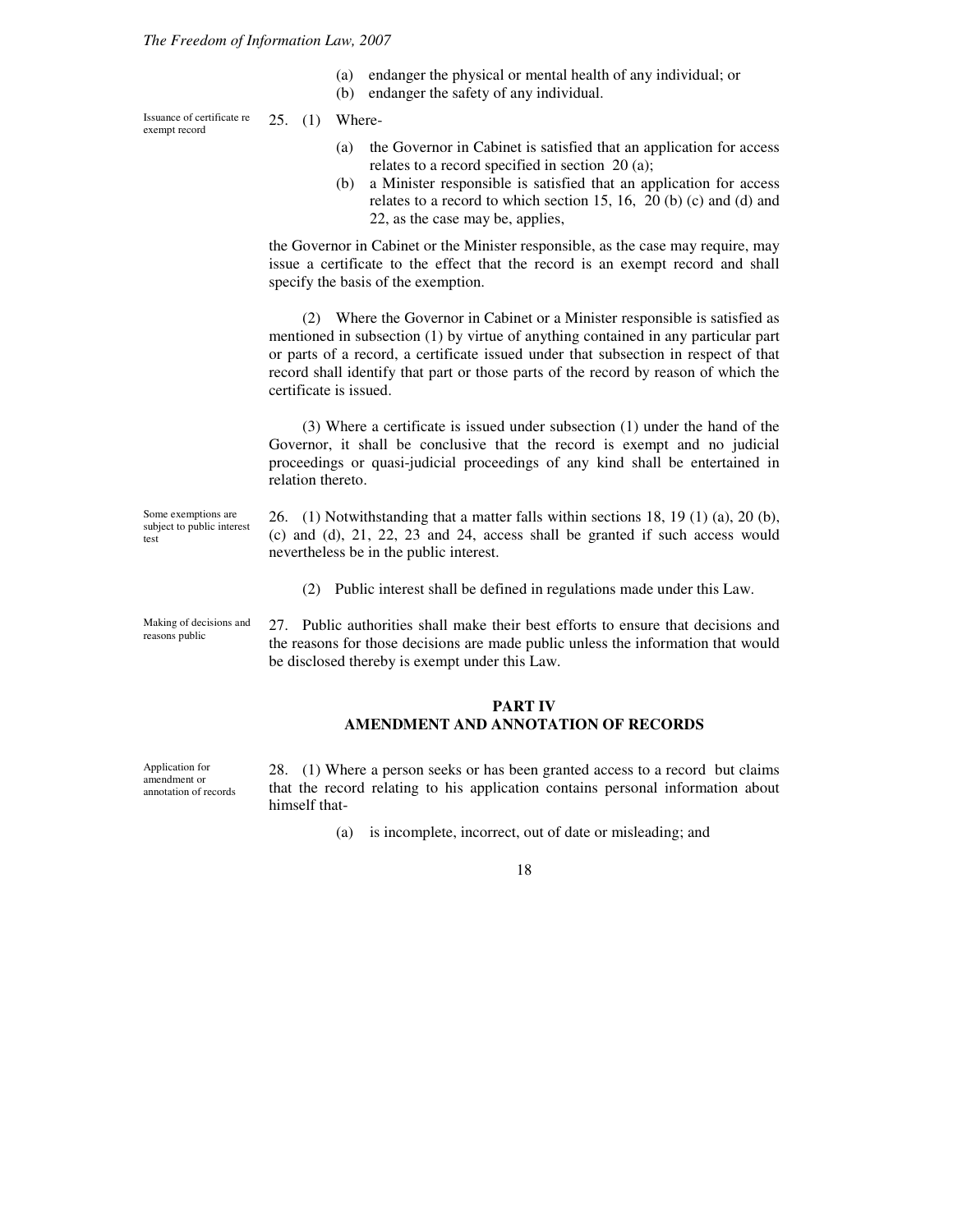(a) endanger the physical or mental health of any individual; or

(b) endanger the safety of any individual.

Issuance of certificate re exempt record

25. (1) Where-

(a) the Governor in Cabinet is satisfied that an application for access relates to a record specified in section 20 (a);

(b) a Minister responsible is satisfied that an application for access relates to a record to which section 15, 16, 20 (b) (c) and (d) and 22, as the case may be, applies,

the Governor in Cabinet or the Minister responsible, as the case may require, may issue a certificate to the effect that the record is an exempt record and shall specify the basis of the exemption.

(2) Where the Governor in Cabinet or a Minister responsible is satisfied as mentioned in subsection (1) by virtue of anything contained in any particular part or parts of a record, a certificate issued under that subsection in respect of that record shall identify that part or those parts of the record by reason of which the certificate is issued.

(3) Where a certificate is issued under subsection (1) under the hand of the Governor, it shall be conclusive that the record is exempt and no judicial proceedings or quasi-judicial proceedings of any kind shall be entertained in relation thereto.

Some exemptions are subject to public interest test

26. (1) Notwithstanding that a matter falls within sections 18, 19 (1) (a), 20 (b), (c) and (d), 21, 22, 23 and 24, access shall be granted if such access would nevertheless be in the public interest.

(2) Public interest shall be defined in regulations made under this Law.

Making of decisions and reasons public

27. Public authorities shall make their best efforts to ensure that decisions and the reasons for those decisions are made public unless the information that would be disclosed thereby is exempt under this Law.

## PART IV
## AMENDMENT AND ANNOTATION OF RECORDS

Application for amendment or annotation of records

28. (1) Where a person seeks or has been granted access to a record but claims that the record relating to his application contains personal information about himself that-

(a) is incomplete, incorrect, out of date or misleading; and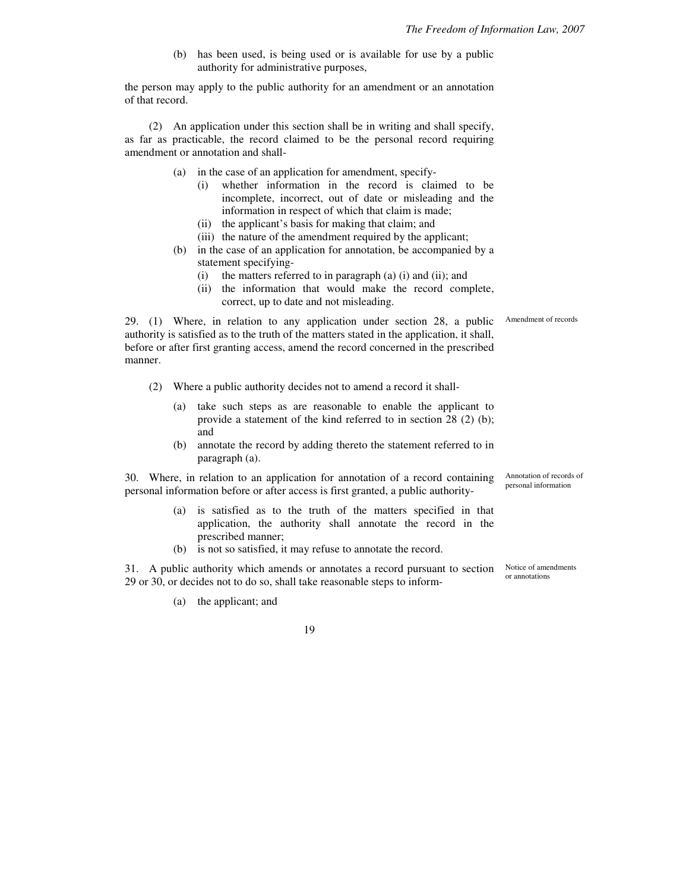(b) has been used, is being used or is available for use by a public authority for administrative purposes,

the person may apply to the public authority for an amendment or an annotation of that record.

(2) An application under this section shall be in writing and shall specify, as far as practicable, the record claimed to be the personal record requiring amendment or annotation and shall-

- (a) in the case of an application for amendment, specify-
  - (i) whether information in the record is claimed to be incomplete, incorrect, out of date or misleading and the information in respect of which that claim is made;
  - (ii) the applicant's basis for making that claim; and
  - (iii) the nature of the amendment required by the applicant;
- (b) in the case of an application for annotation, be accompanied by a statement specifying-
  - (i) the matters referred to in paragraph (a) (i) and (ii); and
  - (ii) the information that would make the record complete, correct, up to date and not misleading.

*Amendment of records*

29. (1) Where, in relation to any application under section 28, a public authority is satisfied as to the truth of the matters stated in the application, it shall, before or after first granting access, amend the record concerned in the prescribed manner.

(2) Where a public authority decides not to amend a record it shall-

- (a) take such steps as are reasonable to enable the applicant to provide a statement of the kind referred to in section 28 (2) (b); and
- (b) annotate the record by adding thereto the statement referred to in paragraph (a).

*Annotation of records of personal information*

30. Where, in relation to an application for annotation of a record containing personal information before or after access is first granted, a public authority-

- (a) is satisfied as to the truth of the matters specified in that application, the authority shall annotate the record in the prescribed manner;
- (b) is not so satisfied, it may refuse to annotate the record.

*Notice of amendments or annotations*

31. A public authority which amends or annotates a record pursuant to section 29 or 30, or decides not to do so, shall take reasonable steps to inform-

- (a) the applicant; and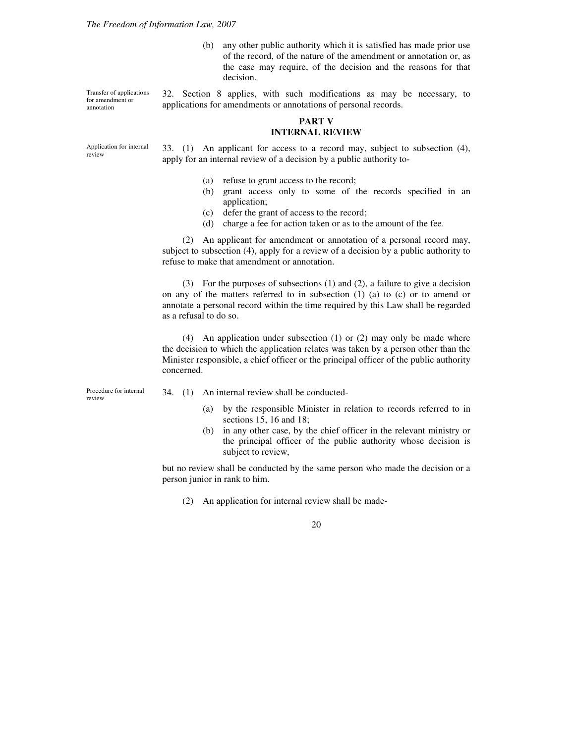(b) any other public authority which it is satisfied has made prior use of the record, of the nature of the amendment or annotation or, as the case may require, of the decision and the reasons for that decision.

Transfer of applications for amendment or annotation

32. Section 8 applies, with such modifications as may be necessary, to applications for amendments or annotations of personal records.

## PART V
## INTERNAL REVIEW

Application for internal review

33. (1) An applicant for access to a record may, subject to subsection (4), apply for an internal review of a decision by a public authority to-

(a) refuse to grant access to the record;
(b) grant access only to some of the records specified in an application;
(c) defer the grant of access to the record;
(d) charge a fee for action taken or as to the amount of the fee.

(2) An applicant for amendment or annotation of a personal record may, subject to subsection (4), apply for a review of a decision by a public authority to refuse to make that amendment or annotation.

(3) For the purposes of subsections (1) and (2), a failure to give a decision on any of the matters referred to in subsection (1) (a) to (c) or to amend or annotate a personal record within the time required by this Law shall be regarded as a refusal to do so.

(4) An application under subsection (1) or (2) may only be made where the decision to which the application relates was taken by a person other than the Minister responsible, a chief officer or the principal officer of the public authority concerned.

Procedure for internal review

34. (1) An internal review shall be conducted-

(a) by the responsible Minister in relation to records referred to in sections 15, 16 and 18;
(b) in any other case, by the chief officer in the relevant ministry or the principal officer of the public authority whose decision is subject to review,

but no review shall be conducted by the same person who made the decision or a person junior in rank to him.

(2) An application for internal review shall be made-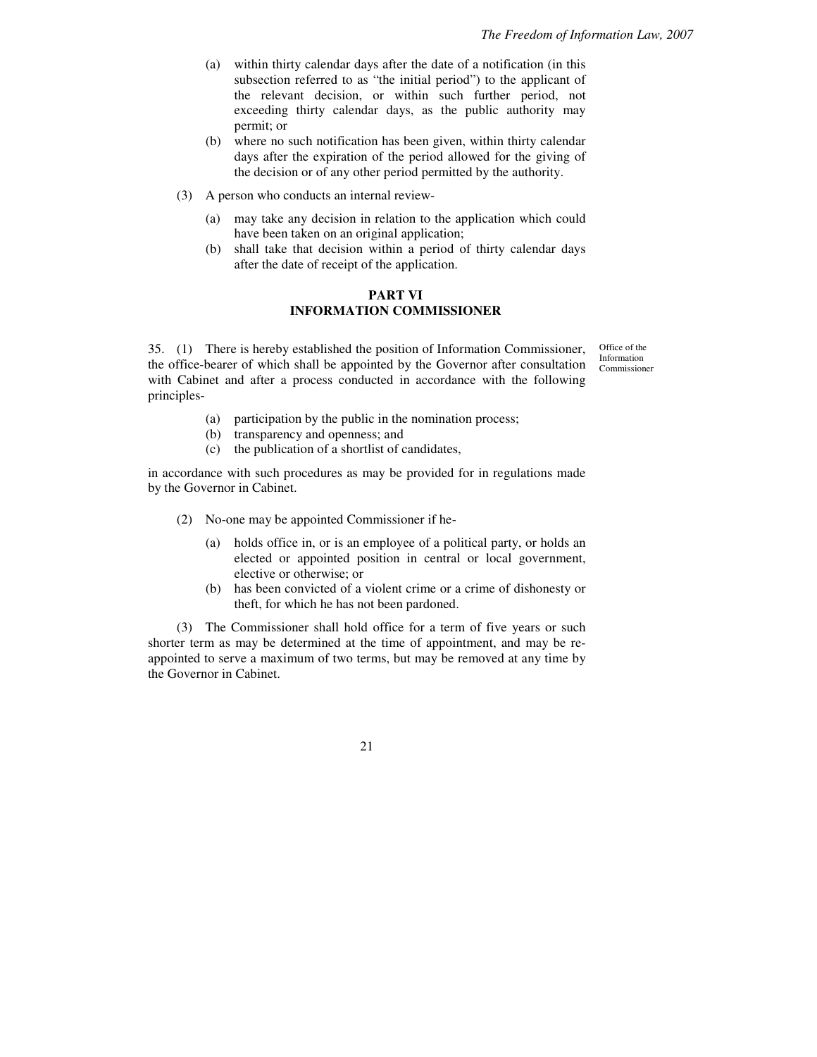(a) within thirty calendar days after the date of a notification (in this subsection referred to as "the initial period") to the applicant of the relevant decision, or within such further period, not exceeding thirty calendar days, as the public authority may permit; or

(b) where no such notification has been given, within thirty calendar days after the expiration of the period allowed for the giving of the decision or of any other period permitted by the authority.

(3) A person who conducts an internal review-

(a) may take any decision in relation to the application which could have been taken on an original application;

(b) shall take that decision within a period of thirty calendar days after the date of receipt of the application.

## PART VI
## INFORMATION COMMISSIONER

Office of the Information Commissioner

35. (1) There is hereby established the position of Information Commissioner, the office-bearer of which shall be appointed by the Governor after consultation with Cabinet and after a process conducted in accordance with the following principles-

(a) participation by the public in the nomination process;

(b) transparency and openness; and

(c) the publication of a shortlist of candidates,

in accordance with such procedures as may be provided for in regulations made by the Governor in Cabinet.

(2) No-one may be appointed Commissioner if he-

(a) holds office in, or is an employee of a political party, or holds an elected or appointed position in central or local government, elective or otherwise; or

(b) has been convicted of a violent crime or a crime of dishonesty or theft, for which he has not been pardoned.

(3) The Commissioner shall hold office for a term of five years or such shorter term as may be determined at the time of appointment, and may be re-appointed to serve a maximum of two terms, but may be removed at any time by the Governor in Cabinet.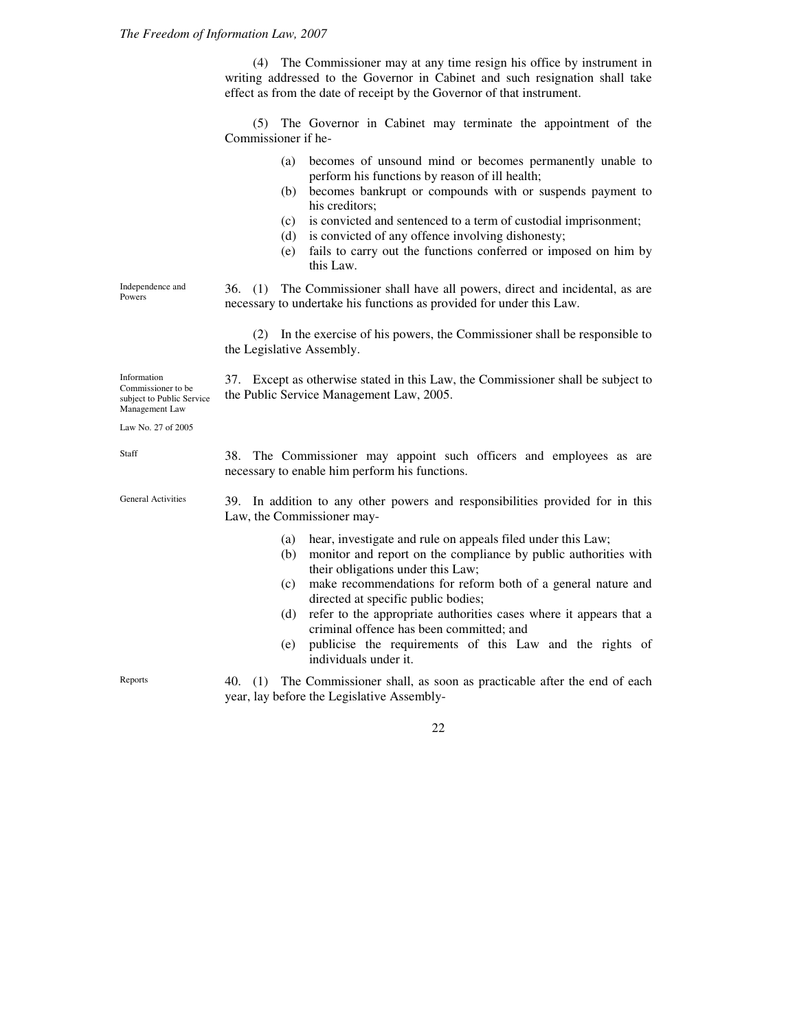(4) The Commissioner may at any time resign his office by instrument in writing addressed to the Governor in Cabinet and such resignation shall take effect as from the date of receipt by the Governor of that instrument.

(5) The Governor in Cabinet may terminate the appointment of the Commissioner if he-

(a) becomes of unsound mind or becomes permanently unable to perform his functions by reason of ill health;
(b) becomes bankrupt or compounds with or suspends payment to his creditors;
(c) is convicted and sentenced to a term of custodial imprisonment;
(d) is convicted of any offence involving dishonesty;
(e) fails to carry out the functions conferred or imposed on him by this Law.

*Independence and Powers*

36. (1) The Commissioner shall have all powers, direct and incidental, as are necessary to undertake his functions as provided for under this Law.

(2) In the exercise of his powers, the Commissioner shall be responsible to the Legislative Assembly.

*Information Commissioner to be subject to Public Service Management Law*

*Law No. 27 of 2005*

37. Except as otherwise stated in this Law, the Commissioner shall be subject to the Public Service Management Law, 2005.

*Staff*

38. The Commissioner may appoint such officers and employees as are necessary to enable him perform his functions.

*General Activities*

39. In addition to any other powers and responsibilities provided for in this Law, the Commissioner may-

(a) hear, investigate and rule on appeals filed under this Law;
(b) monitor and report on the compliance by public authorities with their obligations under this Law;
(c) make recommendations for reform both of a general nature and directed at specific public bodies;
(d) refer to the appropriate authorities cases where it appears that a criminal offence has been committed; and
(e) publicise the requirements of this Law and the rights of individuals under it.

*Reports*

40. (1) The Commissioner shall, as soon as practicable after the end of each year, lay before the Legislative Assembly-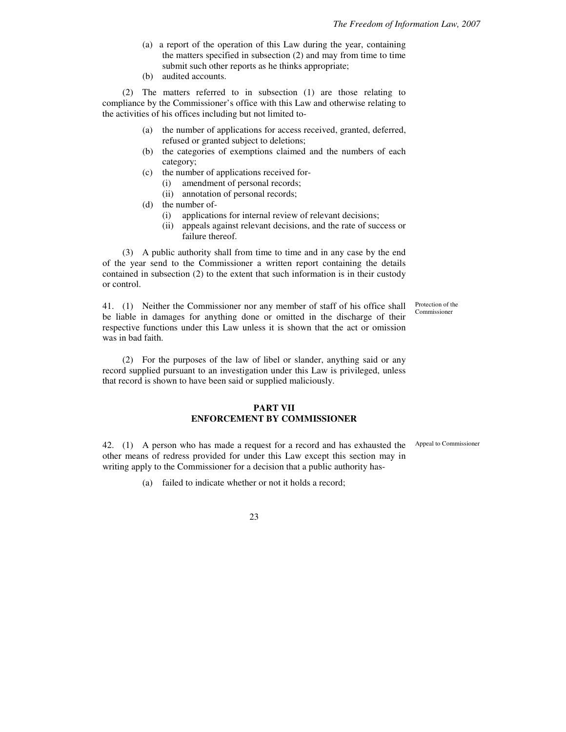(a) a report of the operation of this Law during the year, containing the matters specified in subsection (2) and may from time to time submit such other reports as he thinks appropriate;

(b) audited accounts.

(2) The matters referred to in subsection (1) are those relating to compliance by the Commissioner's office with this Law and otherwise relating to the activities of his offices including but not limited to-

(a) the number of applications for access received, granted, deferred, refused or granted subject to deletions;

(b) the categories of exemptions claimed and the numbers of each category;

(c) the number of applications received for-

   (i) amendment of personal records;

   (ii) annotation of personal records;

(d) the number of-

   (i) applications for internal review of relevant decisions;

   (ii) appeals against relevant decisions, and the rate of success or failure thereof.

(3) A public authority shall from time to time and in any case by the end of the year send to the Commissioner a written report containing the details contained in subsection (2) to the extent that such information is in their custody or control.

Protection of the Commissioner

41. (1) Neither the Commissioner nor any member of staff of his office shall be liable in damages for anything done or omitted in the discharge of their respective functions under this Law unless it is shown that the act or omission was in bad faith.

(2) For the purposes of the law of libel or slander, anything said or any record supplied pursuant to an investigation under this Law is privileged, unless that record is shown to have been said or supplied maliciously.

## PART VII
## ENFORCEMENT BY COMMISSIONER

Appeal to Commissioner

42. (1) A person who has made a request for a record and has exhausted the other means of redress provided for under this Law except this section may in writing apply to the Commissioner for a decision that a public authority has-

(a) failed to indicate whether or not it holds a record;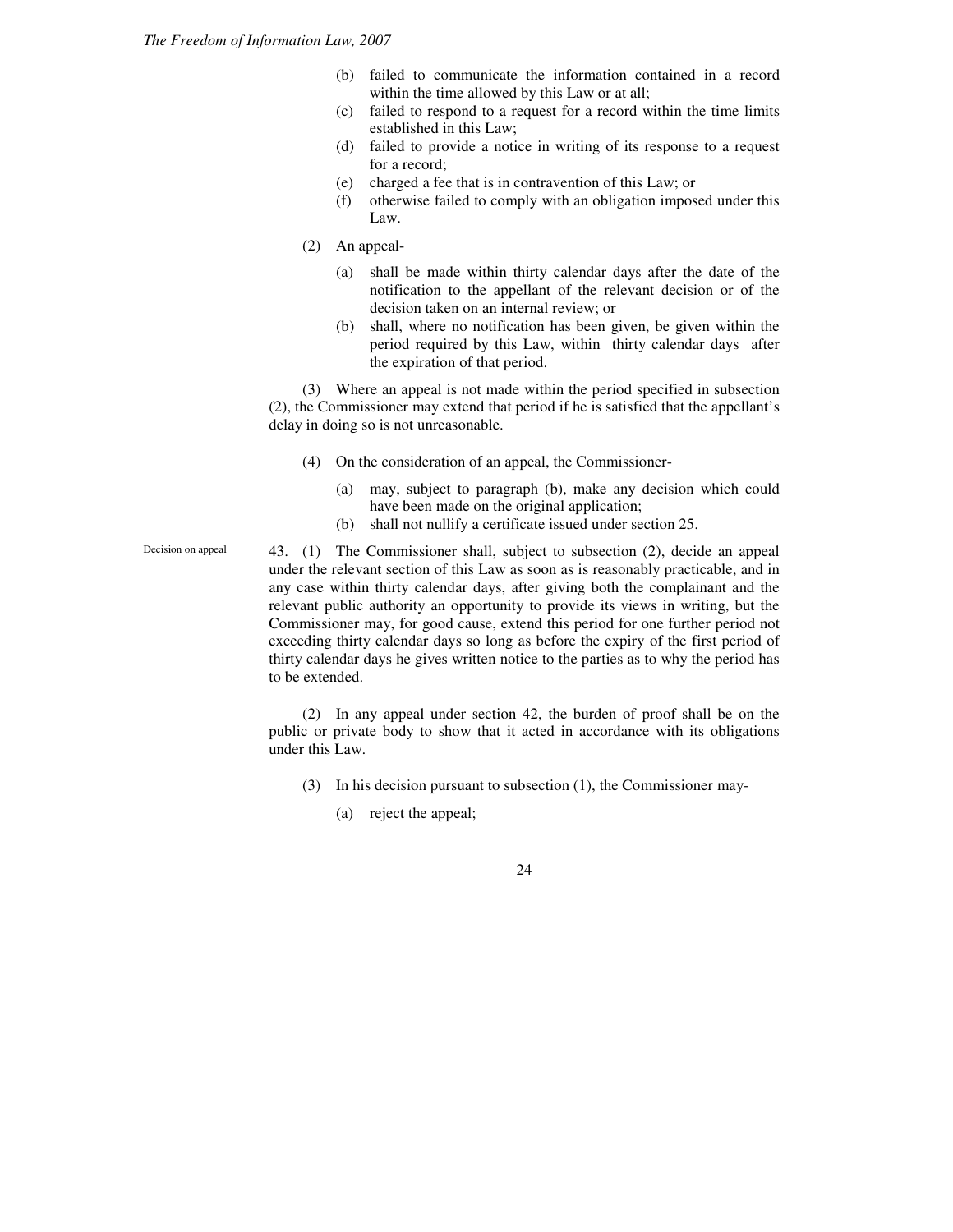(b) failed to communicate the information contained in a record within the time allowed by this Law or at all;

(c) failed to respond to a request for a record within the time limits established in this Law;

(d) failed to provide a notice in writing of its response to a request for a record;

(e) charged a fee that is in contravention of this Law; or

(f) otherwise failed to comply with an obligation imposed under this Law.

(2) An appeal-

(a) shall be made within thirty calendar days after the date of the notification to the appellant of the relevant decision or of the decision taken on an internal review; or

(b) shall, where no notification has been given, be given within the period required by this Law, within thirty calendar days after the expiration of that period.

(3) Where an appeal is not made within the period specified in subsection (2), the Commissioner may extend that period if he is satisfied that the appellant's delay in doing so is not unreasonable.

(4) On the consideration of an appeal, the Commissioner-

(a) may, subject to paragraph (b), make any decision which could have been made on the original application;

(b) shall not nullify a certificate issued under section 25.

Decision on appeal

43. (1) The Commissioner shall, subject to subsection (2), decide an appeal under the relevant section of this Law as soon as is reasonably practicable, and in any case within thirty calendar days, after giving both the complainant and the relevant public authority an opportunity to provide its views in writing, but the Commissioner may, for good cause, extend this period for one further period not exceeding thirty calendar days so long as before the expiry of the first period of thirty calendar days he gives written notice to the parties as to why the period has to be extended.

(2) In any appeal under section 42, the burden of proof shall be on the public or private body to show that it acted in accordance with its obligations under this Law.

(3) In his decision pursuant to subsection (1), the Commissioner may-

(a) reject the appeal;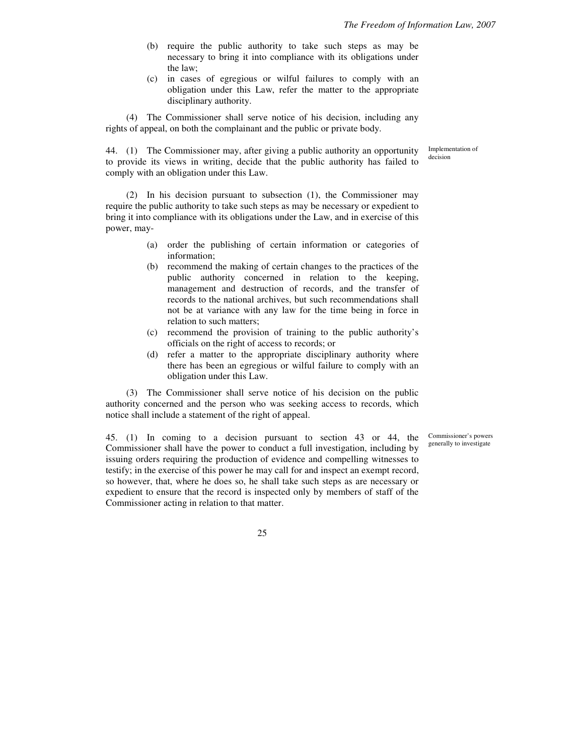(b) require the public authority to take such steps as may be necessary to bring it into compliance with its obligations under the law;

(c) in cases of egregious or wilful failures to comply with an obligation under this Law, refer the matter to the appropriate disciplinary authority.

(4) The Commissioner shall serve notice of his decision, including any rights of appeal, on both the complainant and the public or private body.

Implementation of decision

44. (1) The Commissioner may, after giving a public authority an opportunity to provide its views in writing, decide that the public authority has failed to comply with an obligation under this Law.

(2) In his decision pursuant to subsection (1), the Commissioner may require the public authority to take such steps as may be necessary or expedient to bring it into compliance with its obligations under the Law, and in exercise of this power, may-

(a) order the publishing of certain information or categories of information;

(b) recommend the making of certain changes to the practices of the public authority concerned in relation to the keeping, management and destruction of records, and the transfer of records to the national archives, but such recommendations shall not be at variance with any law for the time being in force in relation to such matters;

(c) recommend the provision of training to the public authority's officials on the right of access to records; or

(d) refer a matter to the appropriate disciplinary authority where there has been an egregious or wilful failure to comply with an obligation under this Law.

(3) The Commissioner shall serve notice of his decision on the public authority concerned and the person who was seeking access to records, which notice shall include a statement of the right of appeal.

Commissioner's powers generally to investigate

45. (1) In coming to a decision pursuant to section 43 or 44, the Commissioner shall have the power to conduct a full investigation, including by issuing orders requiring the production of evidence and compelling witnesses to testify; in the exercise of this power he may call for and inspect an exempt record, so however, that, where he does so, he shall take such steps as are necessary or expedient to ensure that the record is inspected only by members of staff of the Commissioner acting in relation to that matter.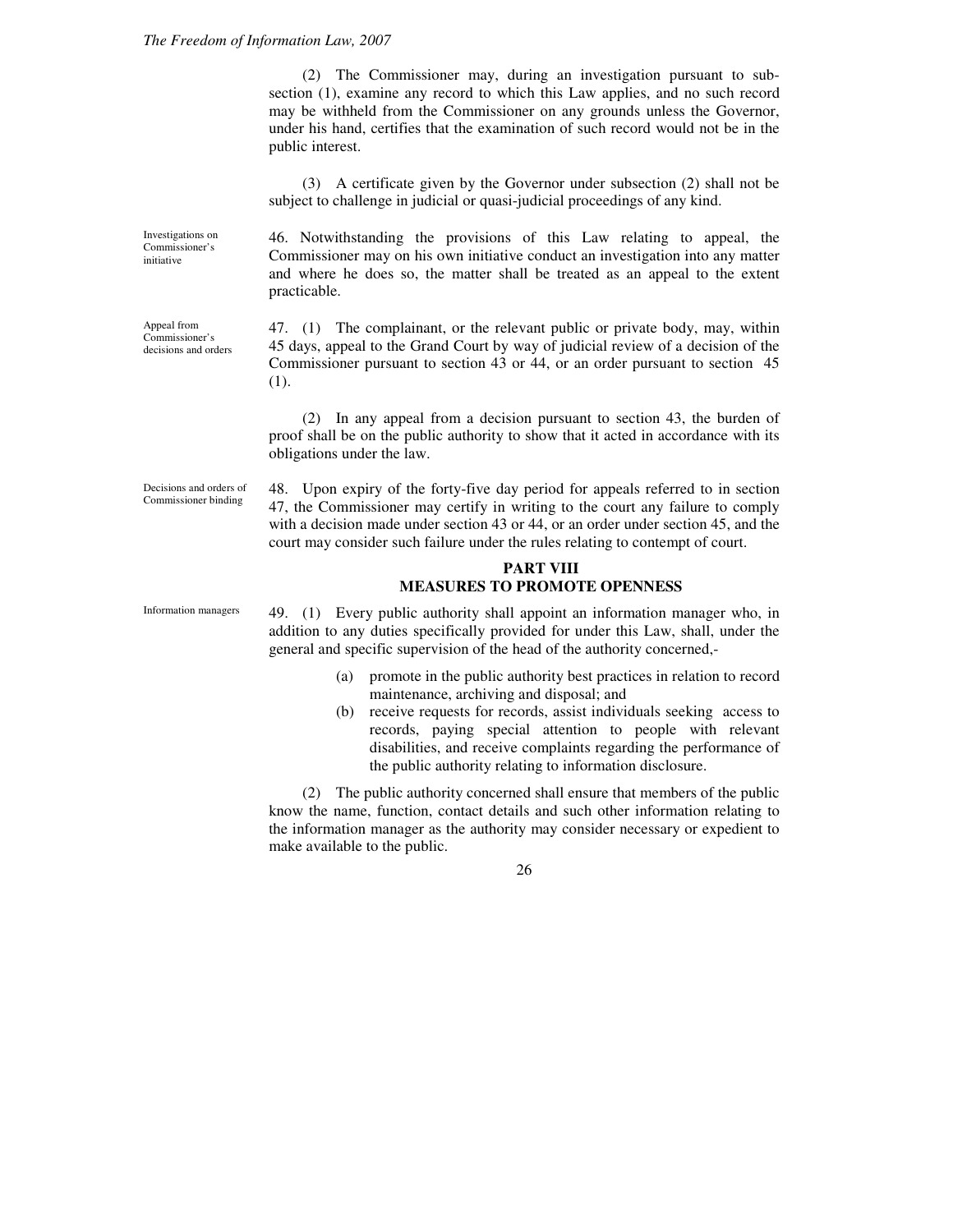(2) The Commissioner may, during an investigation pursuant to sub-section (1), examine any record to which this Law applies, and no such record may be withheld from the Commissioner on any grounds unless the Governor, under his hand, certifies that the examination of such record would not be in the public interest.

(3) A certificate given by the Governor under subsection (2) shall not be subject to challenge in judicial or quasi-judicial proceedings of any kind.

*Investigations on Commissioner's initiative*

46. Notwithstanding the provisions of this Law relating to appeal, the Commissioner may on his own initiative conduct an investigation into any matter and where he does so, the matter shall be treated as an appeal to the extent practicable.

*Appeal from Commissioner's decisions and orders*

47. (1) The complainant, or the relevant public or private body, may, within 45 days, appeal to the Grand Court by way of judicial review of a decision of the Commissioner pursuant to section 43 or 44, or an order pursuant to section 45 (1).

(2) In any appeal from a decision pursuant to section 43, the burden of proof shall be on the public authority to show that it acted in accordance with its obligations under the law.

*Decisions and orders of Commissioner binding*

48. Upon expiry of the forty-five day period for appeals referred to in section 47, the Commissioner may certify in writing to the court any failure to comply with a decision made under section 43 or 44, or an order under section 45, and the court may consider such failure under the rules relating to contempt of court.

## PART VIII
## MEASURES TO PROMOTE OPENNESS

*Information managers*

49. (1) Every public authority shall appoint an information manager who, in addition to any duties specifically provided for under this Law, shall, under the general and specific supervision of the head of the authority concerned,-

(a) promote in the public authority best practices in relation to record maintenance, archiving and disposal; and

(b) receive requests for records, assist individuals seeking access to records, paying special attention to people with relevant disabilities, and receive complaints regarding the performance of the public authority relating to information disclosure.

(2) The public authority concerned shall ensure that members of the public know the name, function, contact details and such other information relating to the information manager as the authority may consider necessary or expedient to make available to the public.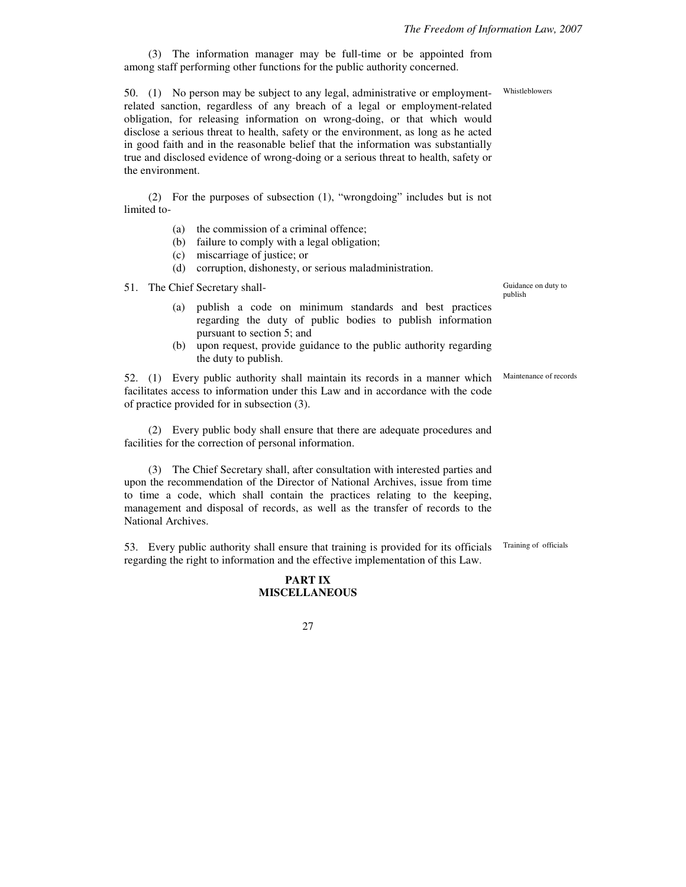(3) The information manager may be full-time or be appointed from among staff performing other functions for the public authority concerned.

Whistleblowers

50. (1) No person may be subject to any legal, administrative or employment-related sanction, regardless of any breach of a legal or employment-related obligation, for releasing information on wrong-doing, or that which would disclose a serious threat to health, safety or the environment, as long as he acted in good faith and in the reasonable belief that the information was substantially true and disclosed evidence of wrong-doing or a serious threat to health, safety or the environment.

(2) For the purposes of subsection (1), "wrongdoing" includes but is not limited to-

- (a) the commission of a criminal offence;
- (b) failure to comply with a legal obligation;
- (c) miscarriage of justice; or
- (d) corruption, dishonesty, or serious maladministration.

Guidance on duty to publish

51. The Chief Secretary shall-

- (a) publish a code on minimum standards and best practices regarding the duty of public bodies to publish information pursuant to section 5; and
- (b) upon request, provide guidance to the public authority regarding the duty to publish.

Maintenance of records

52. (1) Every public authority shall maintain its records in a manner which facilitates access to information under this Law and in accordance with the code of practice provided for in subsection (3).

(2) Every public body shall ensure that there are adequate procedures and facilities for the correction of personal information.

(3) The Chief Secretary shall, after consultation with interested parties and upon the recommendation of the Director of National Archives, issue from time to time a code, which shall contain the practices relating to the keeping, management and disposal of records, as well as the transfer of records to the National Archives.

Training of officials

53. Every public authority shall ensure that training is provided for its officials regarding the right to information and the effective implementation of this Law.

## PART IX
## MISCELLANEOUS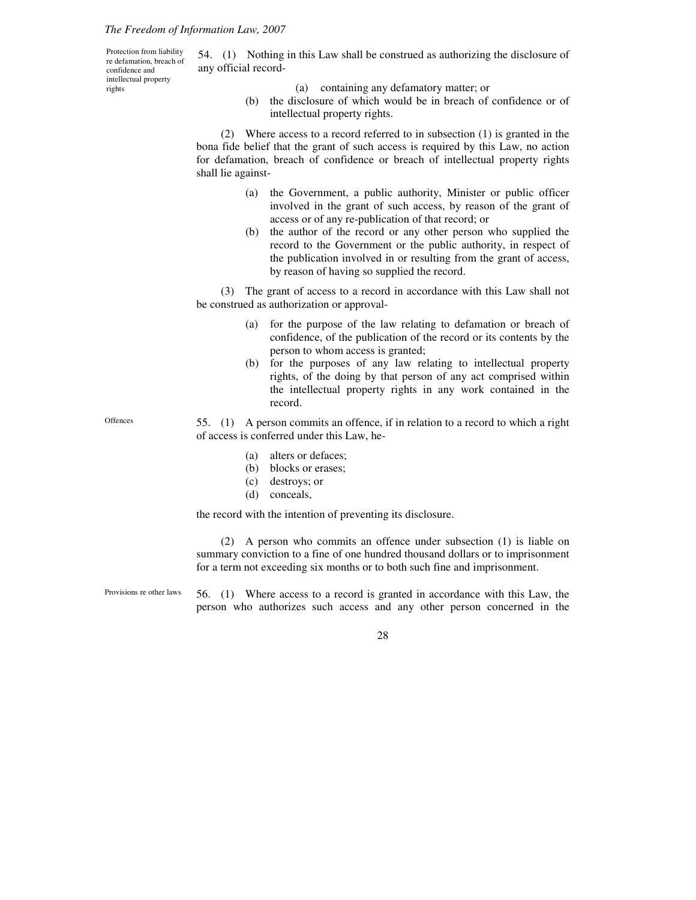Protection from liability re defamation, breach of confidence and intellectual property rights

54. (1) Nothing in this Law shall be construed as authorizing the disclosure of any official record-

(a) containing any defamatory matter; or

(b) the disclosure of which would be in breach of confidence or of intellectual property rights.

(2) Where access to a record referred to in subsection (1) is granted in the bona fide belief that the grant of such access is required by this Law, no action for defamation, breach of confidence or breach of intellectual property rights shall lie against-

(a) the Government, a public authority, Minister or public officer involved in the grant of such access, by reason of the grant of access or of any re-publication of that record; or

(b) the author of the record or any other person who supplied the record to the Government or the public authority, in respect of the publication involved in or resulting from the grant of access, by reason of having so supplied the record.

(3) The grant of access to a record in accordance with this Law shall not be construed as authorization or approval-

(a) for the purpose of the law relating to defamation or breach of confidence, of the publication of the record or its contents by the person to whom access is granted;

(b) for the purposes of any law relating to intellectual property rights, of the doing by that person of any act comprised within the intellectual property rights in any work contained in the record.

Offences

55. (1) A person commits an offence, if in relation to a record to which a right of access is conferred under this Law, he-

(a) alters or defaces;

(b) blocks or erases;

(c) destroys; or

(d) conceals,

the record with the intention of preventing its disclosure.

(2) A person who commits an offence under subsection (1) is liable on summary conviction to a fine of one hundred thousand dollars or to imprisonment for a term not exceeding six months or to both such fine and imprisonment.

Provisions re other laws

56. (1) Where access to a record is granted in accordance with this Law, the person who authorizes such access and any other person concerned in the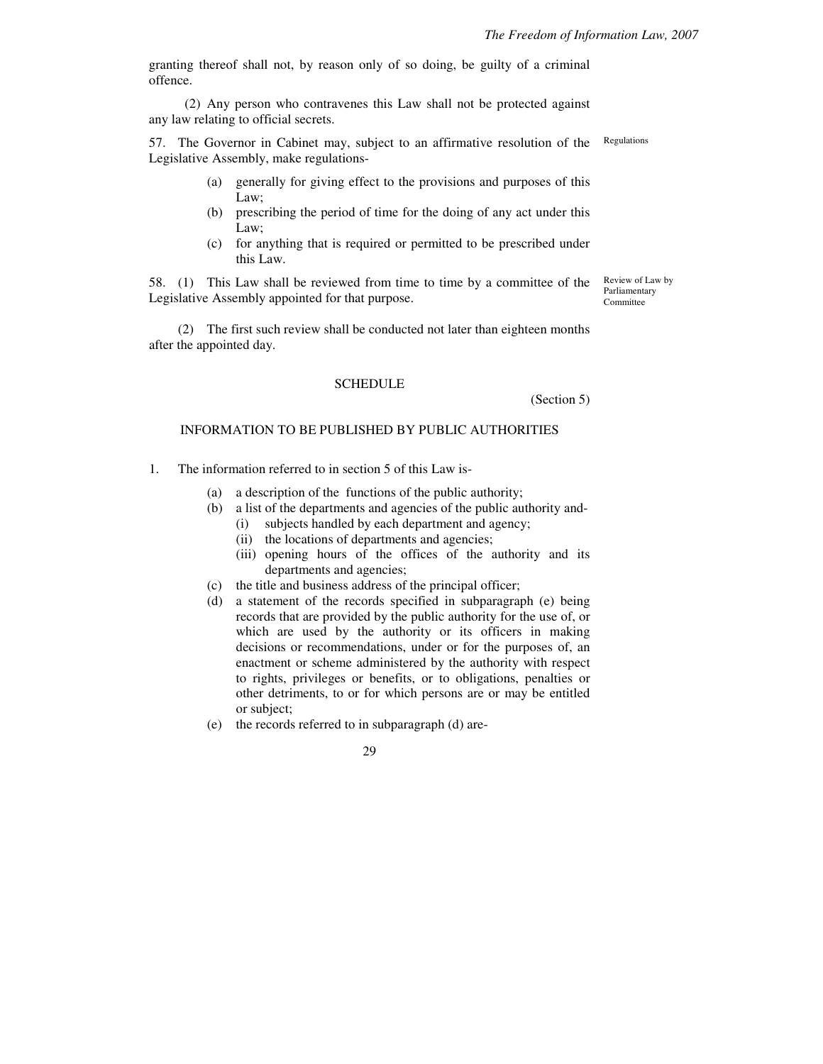granting thereof shall not, by reason only of so doing, be guilty of a criminal offence.

(2) Any person who contravenes this Law shall not be protected against any law relating to official secrets.

57. The Governor in Cabinet may, subject to an affirmative resolution of the Legislative Assembly, make regulations-

Regulations

(a) generally for giving effect to the provisions and purposes of this Law;
(b) prescribing the period of time for the doing of any act under this Law;
(c) for anything that is required or permitted to be prescribed under this Law.

58. (1) This Law shall be reviewed from time to time by a committee of the Legislative Assembly appointed for that purpose.

Review of Law by Parliamentary Committee

(2) The first such review shall be conducted not later than eighteen months after the appointed day.

## SCHEDULE

(Section 5)

### INFORMATION TO BE PUBLISHED BY PUBLIC AUTHORITIES

1. The information referred to in section 5 of this Law is-

(a) a description of the functions of the public authority;
(b) a list of the departments and agencies of the public authority and-
    (i) subjects handled by each department and agency;
    (ii) the locations of departments and agencies;
    (iii) opening hours of the offices of the authority and its departments and agencies;
(c) the title and business address of the principal officer;
(d) a statement of the records specified in subparagraph (e) being records that are provided by the public authority for the use of, or which are used by the authority or its officers in making decisions or recommendations, under or for the purposes of, an enactment or scheme administered by the authority with respect to rights, privileges or benefits, or to obligations, penalties or other detriments, to or for which persons are or may be entitled or subject;
(e) the records referred to in subparagraph (d) are-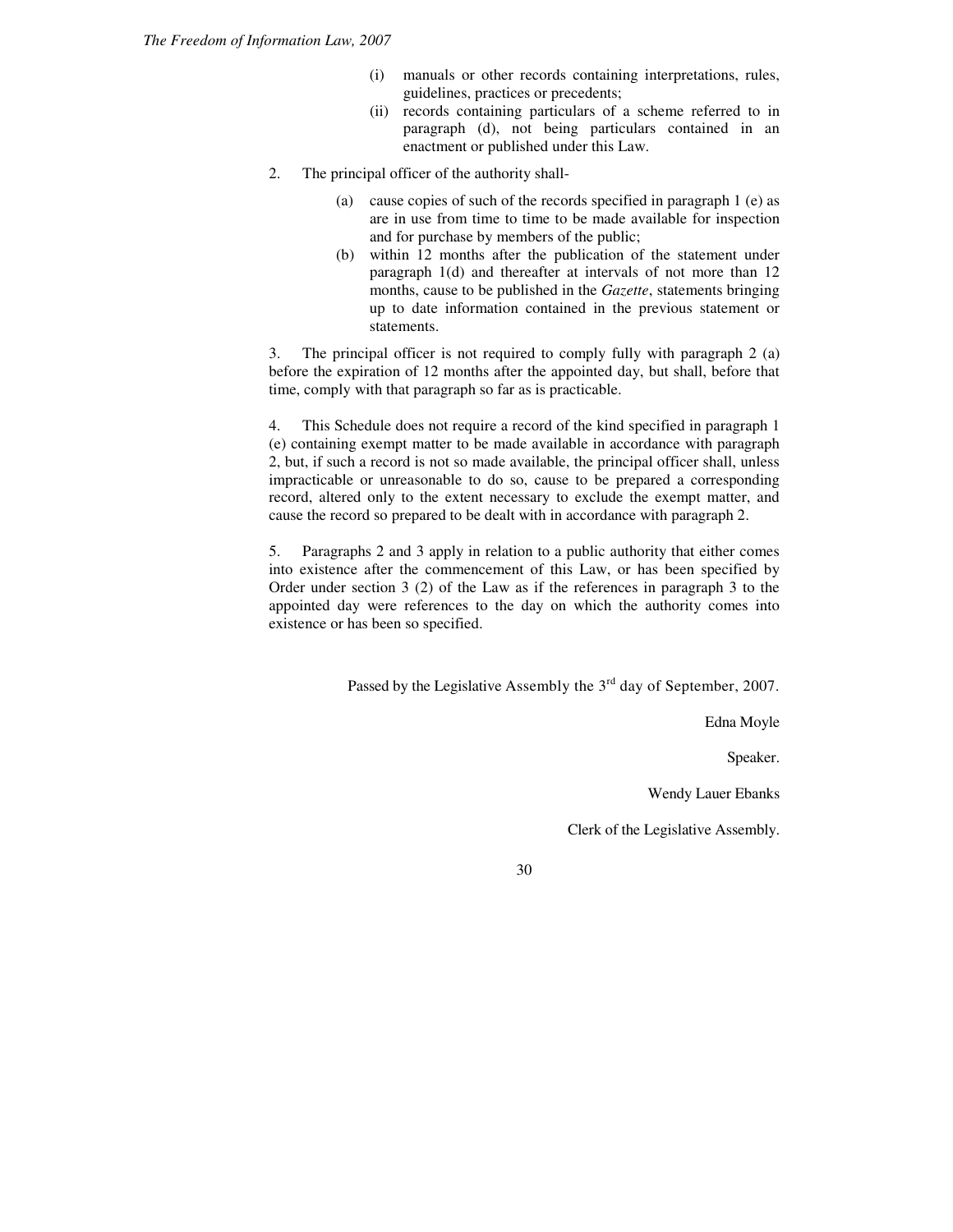(i) manuals or other records containing interpretations, rules, guidelines, practices or precedents;

(ii) records containing particulars of a scheme referred to in paragraph (d), not being particulars contained in an enactment or published under this Law.

2. The principal officer of the authority shall-

(a) cause copies of such of the records specified in paragraph 1 (e) as are in use from time to time to be made available for inspection and for purchase by members of the public;

(b) within 12 months after the publication of the statement under paragraph 1(d) and thereafter at intervals of not more than 12 months, cause to be published in the *Gazette*, statements bringing up to date information contained in the previous statement or statements.

3. The principal officer is not required to comply fully with paragraph 2 (a) before the expiration of 12 months after the appointed day, but shall, before that time, comply with that paragraph so far as is practicable.

4. This Schedule does not require a record of the kind specified in paragraph 1 (e) containing exempt matter to be made available in accordance with paragraph 2, but, if such a record is not so made available, the principal officer shall, unless impracticable or unreasonable to do so, cause to be prepared a corresponding record, altered only to the extent necessary to exclude the exempt matter, and cause the record so prepared to be dealt with in accordance with paragraph 2.

5. Paragraphs 2 and 3 apply in relation to a public authority that either comes into existence after the commencement of this Law, or has been specified by Order under section 3 (2) of the Law as if the references in paragraph 3 to the appointed day were references to the day on which the authority comes into existence or has been so specified.

Passed by the Legislative Assembly the 3rd day of September, 2007.

Edna Moyle

Speaker.

Wendy Lauer Ebanks

Clerk of the Legislative Assembly.